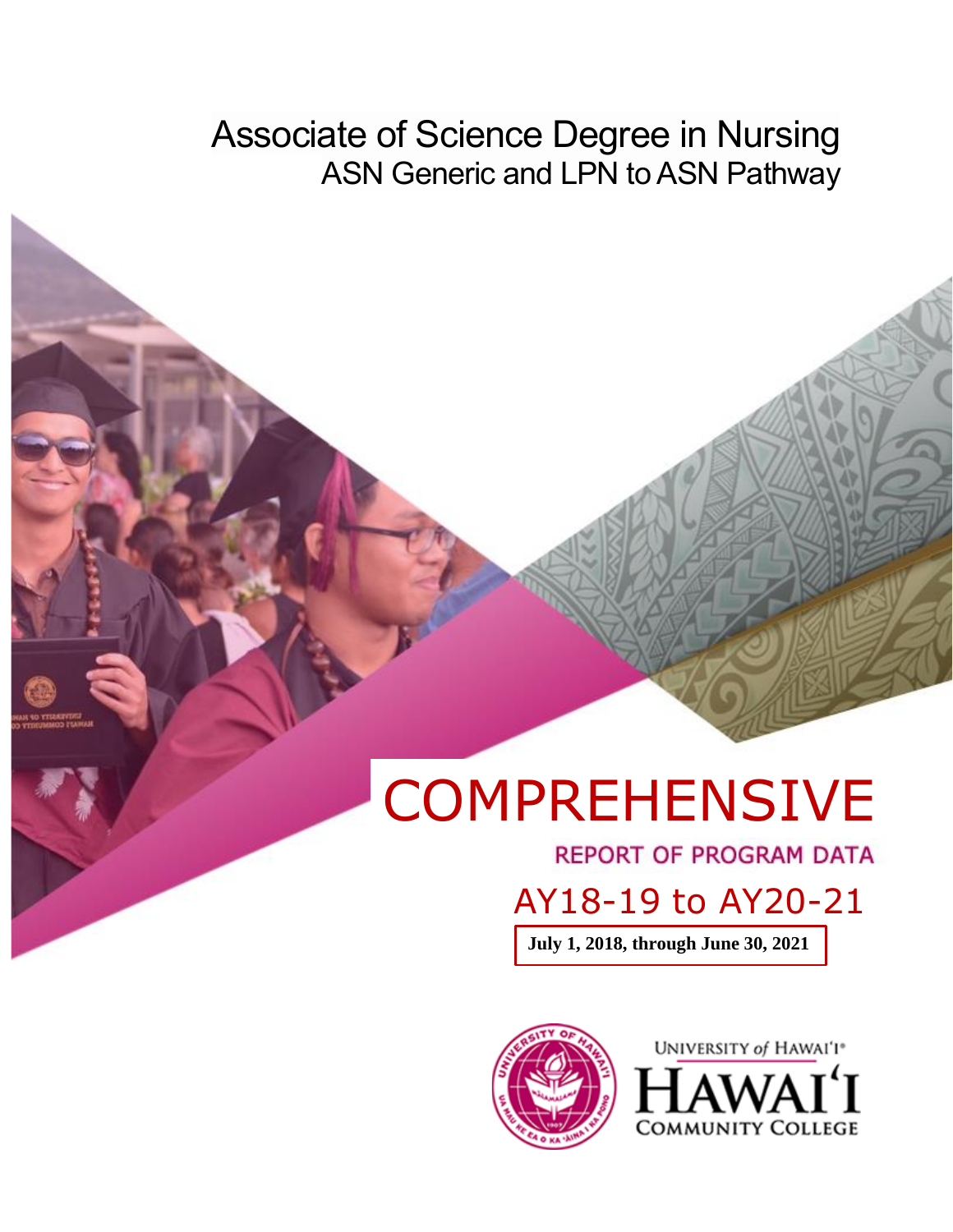# Associate of Science Degree in Nursing

## ASN Generic and LPN to ASN Pathway

# COMPREHENSIVE

## REPORT OF PROGRAM DATA

## AY18-19 to AY20-21

**July 1, 2018, through June 30, 2021**

UNIVERSITY of HAWAI'I®
HAWAI'I
COMMUNITY COLLEGE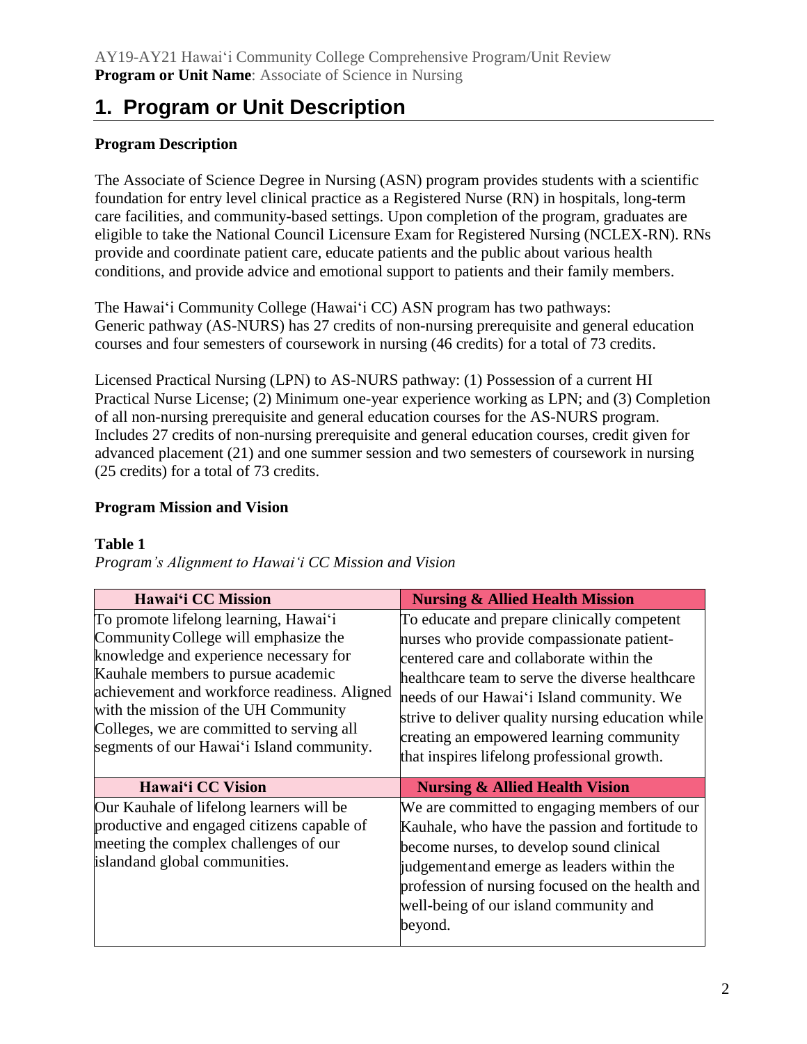AY19-AY21 Hawaiʻi Community College Comprehensive Program/Unit Review
**Program or Unit Name**: Associate of Science in Nursing

# 1. Program or Unit Description

### Program Description

The Associate of Science Degree in Nursing (ASN) program provides students with a scientific foundation for entry level clinical practice as a Registered Nurse (RN) in hospitals, long-term care facilities, and community-based settings. Upon completion of the program, graduates are eligible to take the National Council Licensure Exam for Registered Nursing (NCLEX-RN). RNs provide and coordinate patient care, educate patients and the public about various health conditions, and provide advice and emotional support to patients and their family members.

The Hawaiʻi Community College (Hawaiʻi CC) ASN program has two pathways:
Generic pathway (AS-NURS) has 27 credits of non-nursing prerequisite and general education courses and four semesters of coursework in nursing (46 credits) for a total of 73 credits.

Licensed Practical Nursing (LPN) to AS-NURS pathway: (1) Possession of a current HI Practical Nurse License; (2) Minimum one-year experience working as LPN; and (3) Completion of all non-nursing prerequisite and general education courses for the AS-NURS program. Includes 27 credits of non-nursing prerequisite and general education courses, credit given for advanced placement (21) and one summer session and two semesters of coursework in nursing (25 credits) for a total of 73 credits.

### Program Mission and Vision

**Table 1**
*Program's Alignment to Hawaiʻi CC Mission and Vision*

| Hawaiʻi CC Mission | Nursing & Allied Health Mission |
|---|---|
| To promote lifelong learning, Hawaiʻi Community College will emphasize the knowledge and experience necessary for Kauhale members to pursue academic achievement and workforce readiness. Aligned with the mission of the UH Community Colleges, we are committed to serving all segments of our Hawaiʻi Island community. | To educate and prepare clinically competent nurses who provide compassionate patient-centered care and collaborate within the healthcare team to serve the diverse healthcare needs of our Hawaiʻi Island community. We strive to deliver quality nursing education while creating an empowered learning community that inspires lifelong professional growth. |
| **Hawaiʻi CC Vision** | **Nursing & Allied Health Vision** |
| Our Kauhale of lifelong learners will be productive and engaged citizens capable of meeting the complex challenges of our islandand global communities. | We are committed to engaging members of our Kauhale, who have the passion and fortitude to become nurses, to develop sound clinical judgementand emerge as leaders within the profession of nursing focused on the health and well-being of our island community and beyond. |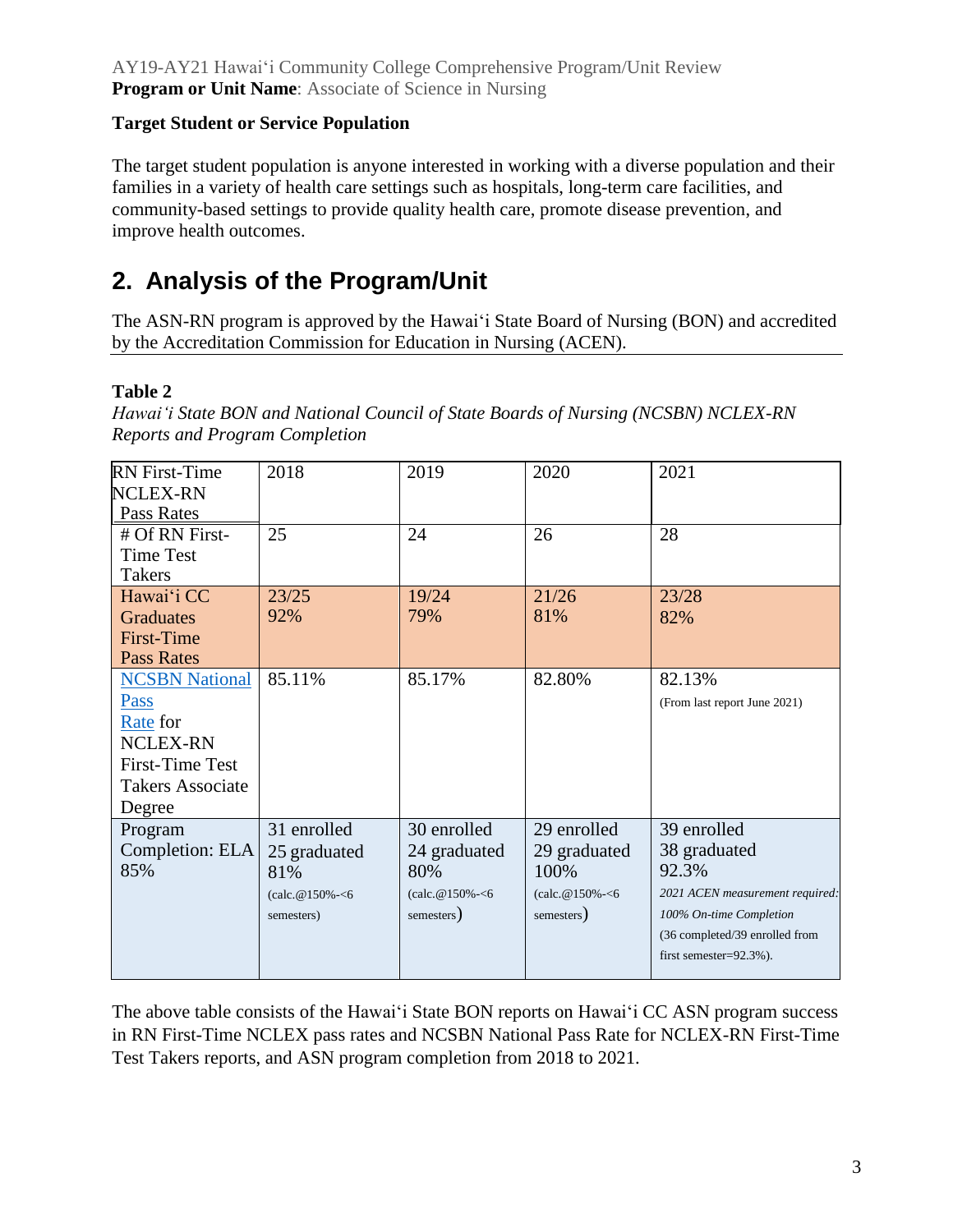### Target Student or Service Population

The target student population is anyone interested in working with a diverse population and their families in a variety of health care settings such as hospitals, long-term care facilities, and community-based settings to provide quality health care, promote disease prevention, and improve health outcomes.

## 2. Analysis of the Program/Unit

The ASN-RN program is approved by the Hawaiʻi State Board of Nursing (BON) and accredited by the Accreditation Commission for Education in Nursing (ACEN).

**Table 2**

*Hawaiʻi State BON and National Council of State Boards of Nursing (NCSBN) NCLEX-RN Reports and Program Completion*

| RN First-Time NCLEX-RN Pass Rates | 2018 | 2019 | 2020 | 2021 |
|---|---|---|---|---|
| # Of RN First-Time Test Takers | 25 | 24 | 26 | 28 |
| Hawaiʻi CC Graduates First-Time Pass Rates | 23/25 92% | 19/24 79% | 21/26 81% | 23/28 82% |
| NCSBN National Pass Rate for NCLEX-RN First-Time Test Takers Associate Degree | 85.11% | 85.17% | 82.80% | 82.13% (From last report June 2021) |
| Program Completion: ELA 85% | 31 enrolled 25 graduated 81% (calc.@150%-<6 semesters) | 30 enrolled 24 graduated 80% (calc.@150%-<6 semesters) | 29 enrolled 29 graduated 100% (calc.@150%-<6 semesters) | 39 enrolled 38 graduated 92.3% *2021 ACEN measurement required: 100% On-time Completion* (36 completed/39 enrolled from first semester=92.3%). |

The above table consists of the Hawaiʻi State BON reports on Hawaiʻi CC ASN program success in RN First-Time NCLEX pass rates and NCSBN National Pass Rate for NCLEX-RN First-Time Test Takers reports, and ASN program completion from 2018 to 2021.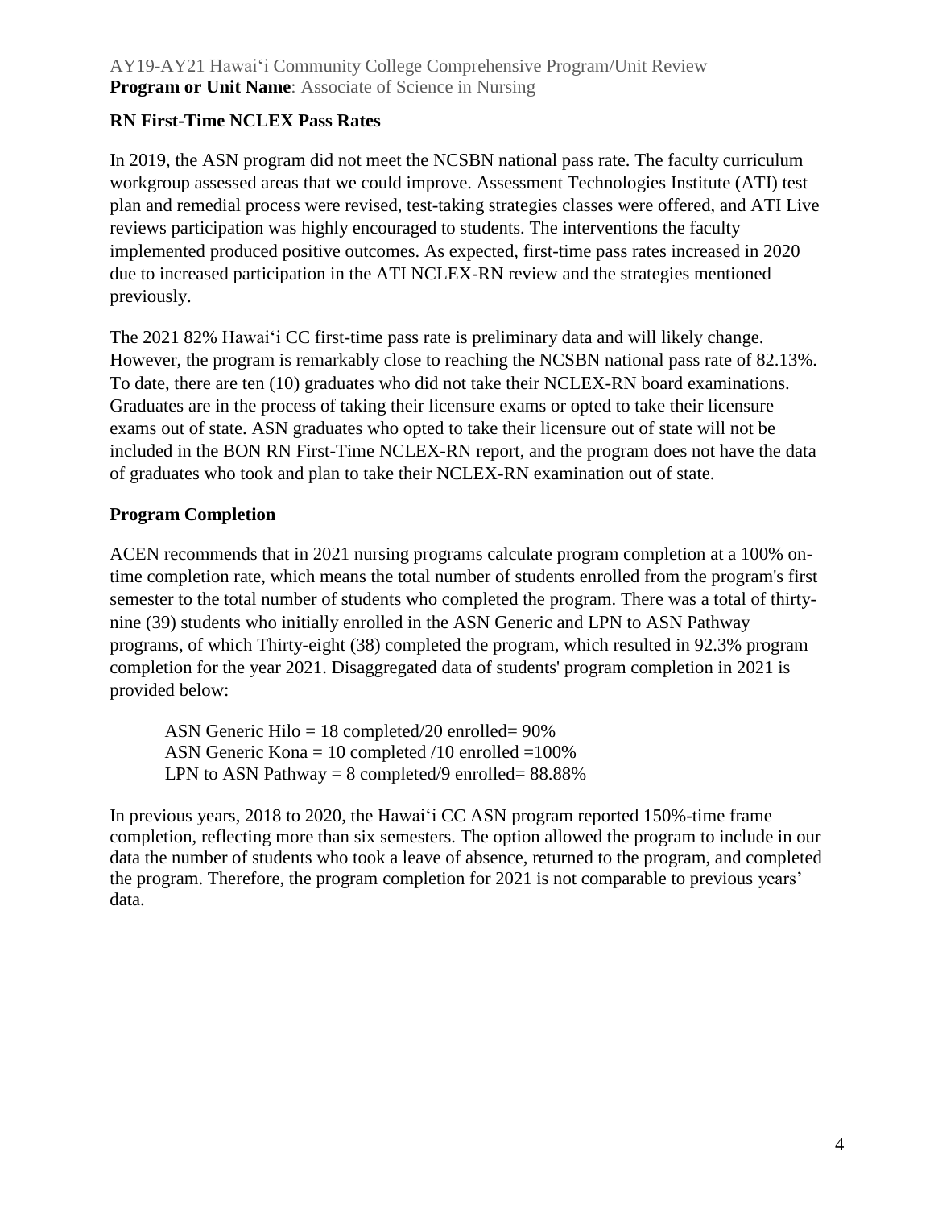## RN First-Time NCLEX Pass Rates

In 2019, the ASN program did not meet the NCSBN national pass rate. The faculty curriculum workgroup assessed areas that we could improve. Assessment Technologies Institute (ATI) test plan and remedial process were revised, test-taking strategies classes were offered, and ATI Live reviews participation was highly encouraged to students. The interventions the faculty implemented produced positive outcomes. As expected, first-time pass rates increased in 2020 due to increased participation in the ATI NCLEX-RN review and the strategies mentioned previously.

The 2021 82% Hawaiʻi CC first-time pass rate is preliminary data and will likely change. However, the program is remarkably close to reaching the NCSBN national pass rate of 82.13%. To date, there are ten (10) graduates who did not take their NCLEX-RN board examinations. Graduates are in the process of taking their licensure exams or opted to take their licensure exams out of state. ASN graduates who opted to take their licensure out of state will not be included in the BON RN First-Time NCLEX-RN report, and the program does not have the data of graduates who took and plan to take their NCLEX-RN examination out of state.

## Program Completion

ACEN recommends that in 2021 nursing programs calculate program completion at a 100% on-time completion rate, which means the total number of students enrolled from the program's first semester to the total number of students who completed the program. There was a total of thirty-nine (39) students who initially enrolled in the ASN Generic and LPN to ASN Pathway programs, of which Thirty-eight (38) completed the program, which resulted in 92.3% program completion for the year 2021. Disaggregated data of students' program completion in 2021 is provided below:

ASN Generic Hilo = 18 completed/20 enrolled= 90%
ASN Generic Kona = 10 completed /10 enrolled =100%
LPN to ASN Pathway = 8 completed/9 enrolled= 88.88%

In previous years, 2018 to 2020, the Hawaiʻi CC ASN program reported 150%-time frame completion, reflecting more than six semesters. The option allowed the program to include in our data the number of students who took a leave of absence, returned to the program, and completed the program. Therefore, the program completion for 2021 is not comparable to previous years' data.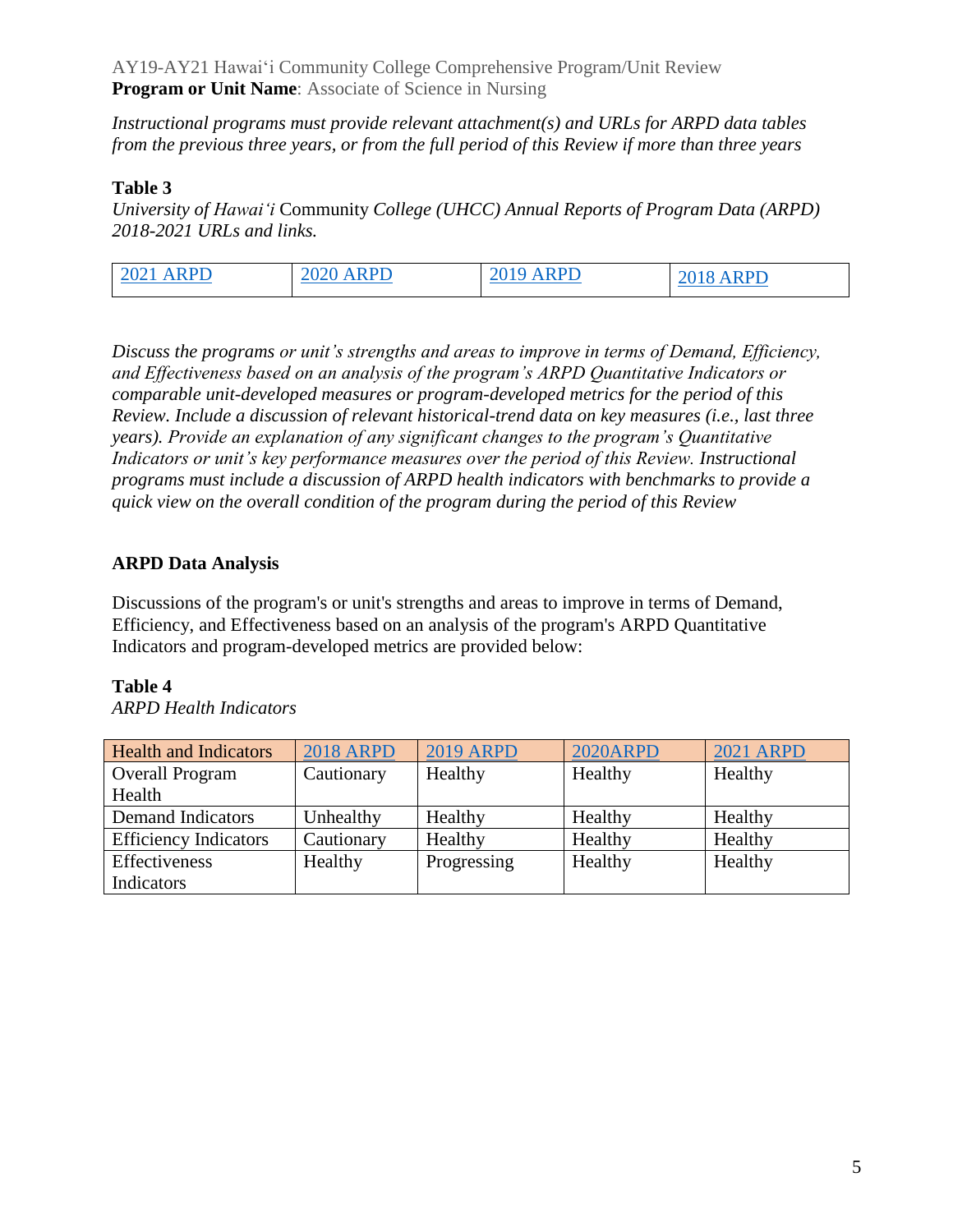*Instructional programs must provide relevant attachment(s) and URLs for ARPD data tables from the previous three years, or from the full period of this Review if more than three years*

**Table 3**

*University of Hawaiʻi* Community *College (UHCC) Annual Reports of Program Data (ARPD) 2018-2021 URLs and links.*

| 2021 ARPD | 2020 ARPD | 2019 ARPD | 2018 ARPD |
|---|---|---|---|

*Discuss the programs or unit's strengths and areas to improve in terms of Demand, Efficiency, and Effectiveness based on an analysis of the program's ARPD Quantitative Indicators or comparable unit-developed measures or program-developed metrics for the period of this Review. Include a discussion of relevant historical-trend data on key measures (i.e., last three years). Provide an explanation of any significant changes to the program's Quantitative Indicators or unit's key performance measures over the period of this Review. Instructional programs must include a discussion of ARPD health indicators with benchmarks to provide a quick view on the overall condition of the program during the period of this Review*

**ARPD Data Analysis**

Discussions of the program's or unit's strengths and areas to improve in terms of Demand, Efficiency, and Effectiveness based on an analysis of the program's ARPD Quantitative Indicators and program-developed metrics are provided below:

**Table 4**

*ARPD Health Indicators*

| Health and Indicators | 2018 ARPD | 2019 ARPD | 2020ARPD | 2021 ARPD |
|---|---|---|---|---|
| Overall Program Health | Cautionary | Healthy | Healthy | Healthy |
| Demand Indicators | Unhealthy | Healthy | Healthy | Healthy |
| Efficiency Indicators | Cautionary | Healthy | Healthy | Healthy |
| Effectiveness Indicators | Healthy | Progressing | Healthy | Healthy |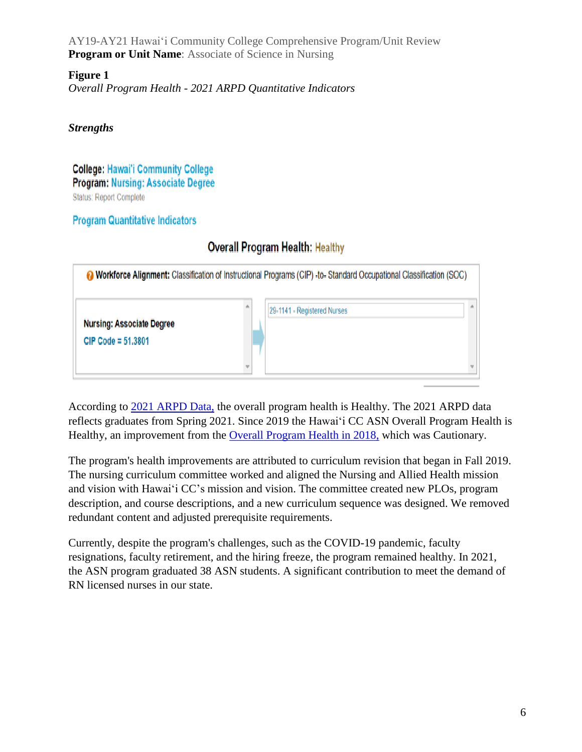**Figure 1**

*Overall Program Health - 2021 ARPD Quantitative Indicators*

***Strengths***

**College:** Hawai'i Community College
**Program:** Nursing: Associate Degree
Status: Report Complete

Program Quantitative Indicators

**Overall Program Health:** Healthy

**Workforce Alignment:** Classification of Instructional Programs (CIP) -to- Standard Occupational Classification (SOC)

| Nursing: Associate Degree<br>CIP Code = 51.3801 | 29-1141 - Registered Nurses |
|---|---|

According to 2021 ARPD Data, the overall program health is Healthy. The 2021 ARPD data reflects graduates from Spring 2021. Since 2019 the Hawaiʻi CC ASN Overall Program Health is Healthy, an improvement from the Overall Program Health in 2018, which was Cautionary.

The program's health improvements are attributed to curriculum revision that began in Fall 2019. The nursing curriculum committee worked and aligned the Nursing and Allied Health mission and vision with Hawaiʻi CC's mission and vision. The committee created new PLOs, program description, and course descriptions, and a new curriculum sequence was designed. We removed redundant content and adjusted prerequisite requirements.

Currently, despite the program's challenges, such as the COVID-19 pandemic, faculty resignations, faculty retirement, and the hiring freeze, the program remained healthy. In 2021, the ASN program graduated 38 ASN students. A significant contribution to meet the demand of RN licensed nurses in our state.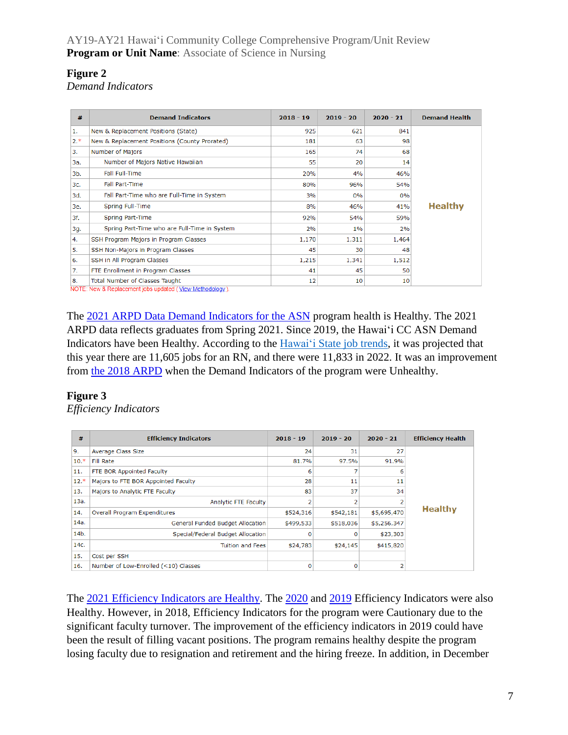**Figure 2**
*Demand Indicators*

| # | Demand Indicators | 2018 - 19 | 2019 - 20 | 2020 - 21 | Demand Health |
|---|---|---|---|---|---|
| 1. | New & Replacement Positions (State) | 925 | 621 | 841 | Healthy |
| 2.* | New & Replacement Positions (County Prorated) | 181 | 63 | 98 | |
| 3. | Number of Majors | 165 | 74 | 68 | |
| 3a. | Number of Majors Native Hawaiian | 55 | 20 | 14 | |
| 3b. | Fall Full-Time | 20% | 4% | 46% | |
| 3c. | Fall Part-Time | 80% | 96% | 54% | |
| 3d. | Fall Part-Time who are Full-Time in System | 3% | 0% | 0% | |
| 3e. | Spring Full-Time | 8% | 46% | 41% | |
| 3f. | Spring Part-Time | 92% | 54% | 59% | |
| 3g. | Spring Part-Time who are Full-Time in System | 2% | 1% | 2% | |
| 4. | SSH Program Majors in Program Classes | 1,170 | 1,311 | 1,464 | |
| 5. | SSH Non-Majors in Program Classes | 45 | 30 | 48 | |
| 6. | SSH in All Program Classes | 1,215 | 1,341 | 1,512 | |
| 7. | FTE Enrollment in Program Classes | 41 | 45 | 50 | |
| 8. | Total Number of Classes Taught | 12 | 10 | 10 | |

NOTE: New & Replacement jobs updated ( View Methodology ).

The 2021 ARPD Data Demand Indicators for the ASN program health is Healthy. The 2021 ARPD data reflects graduates from Spring 2021. Since 2019, the Hawaiʻi CC ASN Demand Indicators have been Healthy. According to the Hawaiʻi State job trends, it was projected that this year there are 11,605 jobs for an RN, and there were 11,833 in 2022. It was an improvement from the 2018 ARPD when the Demand Indicators of the program were Unhealthy.

**Figure 3**
*Efficiency Indicators*

| # | Efficiency Indicators | 2018 - 19 | 2019 - 20 | 2020 - 21 | Efficiency Health |
|---|---|---|---|---|---|
| 9. | Average Class Size | 24 | 31 | 27 | Healthy |
| 10.* | Fill Rate | 81.7% | 97.5% | 91.9% | |
| 11. | FTE BOR Appointed Faculty | 6 | 7 | 6 | |
| 12.* | Majors to FTE BOR Appointed Faculty | 28 | 11 | 11 | |
| 13. | Majors to Analytic FTE Faculty | 83 | 37 | 34 | |
| 13a. | Analytic FTE Faculty | 2 | 2 | 2 | |
| 14. | Overall Program Expenditures | $524,316 | $542,181 | $5,695,470 | |
| 14a. | General Funded Budget Allocation | $499,533 | $518,036 | $5,256,347 | |
| 14b. | Special/Federal Budget Allocation | 0 | 0 | $23,303 | |
| 14c. | Tuition and Fees | $24,783 | $24,145 | $415,820 | |
| 15. | Cost per SSH | | | | |
| 16. | Number of Low-Enrolled (<10) Classes | 0 | 0 | 2 | |

The 2021 Efficiency Indicators are Healthy. The 2020 and 2019 Efficiency Indicators were also Healthy. However, in 2018, Efficiency Indicators for the program were Cautionary due to the significant faculty turnover. The improvement of the efficiency indicators in 2019 could have been the result of filling vacant positions. The program remains healthy despite the program losing faculty due to resignation and retirement and the hiring freeze. In addition, in December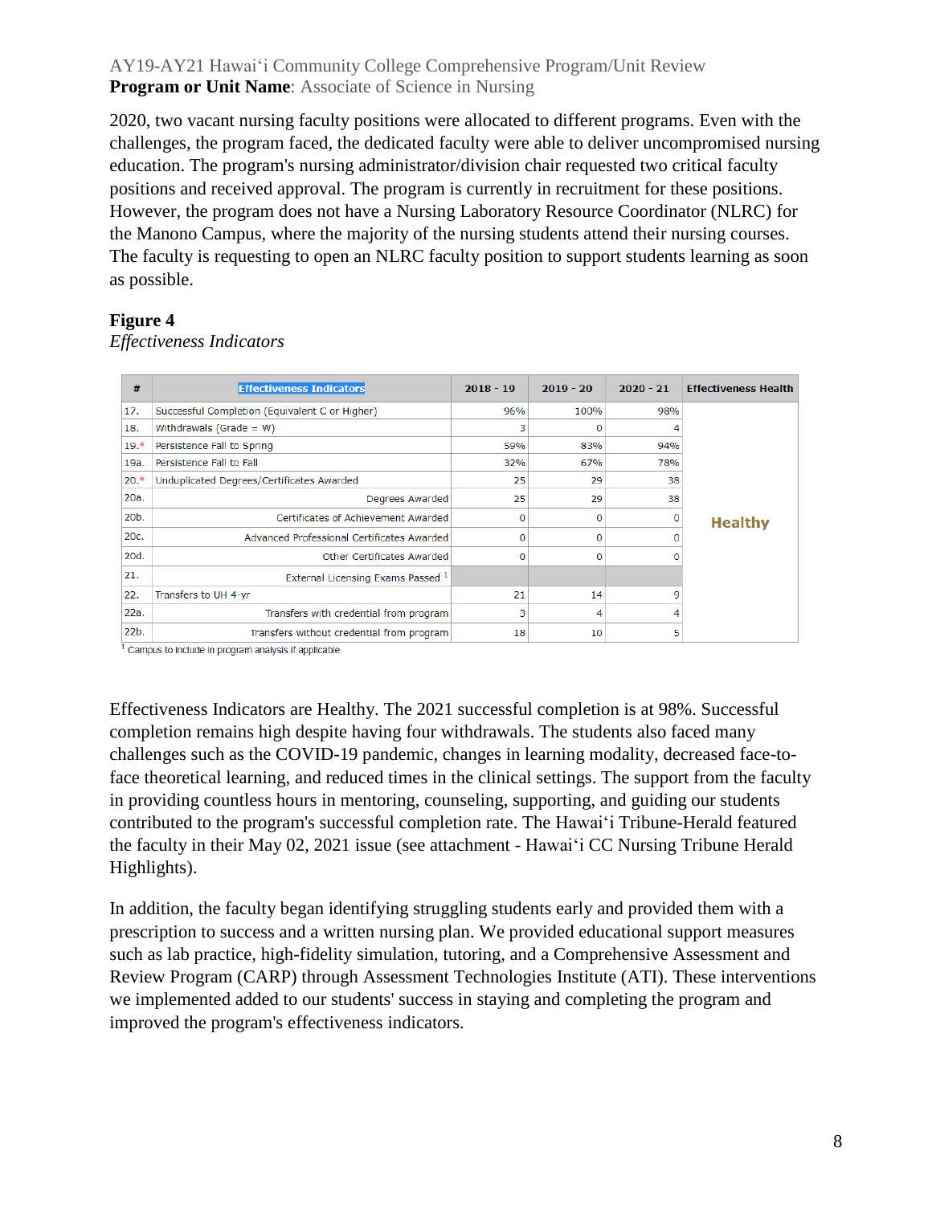2020, two vacant nursing faculty positions were allocated to different programs. Even with the challenges, the program faced, the dedicated faculty were able to deliver uncompromised nursing education. The program's nursing administrator/division chair requested two critical faculty positions and received approval. The program is currently in recruitment for these positions. However, the program does not have a Nursing Laboratory Resource Coordinator (NLRC) for the Manono Campus, where the majority of the nursing students attend their nursing courses. The faculty is requesting to open an NLRC faculty position to support students learning as soon as possible.

**Figure 4**

*Effectiveness Indicators*

| # | Effectiveness Indicators | 2018 - 19 | 2019 - 20 | 2020 - 21 | Effectiveness Health |
|---|---|---|---|---|---|
| 17. | Successful Completion (Equivalent C or Higher) | 96% | 100% | 98% | Healthy |
| 18. | Withdrawals (Grade = W) | 3 | 0 | 4 | |
| 19.* | Persistence Fall to Spring | 59% | 83% | 94% | |
| 19a. | Persistence Fall to Fall | 32% | 67% | 78% | |
| 20.* | Unduplicated Degrees/Certificates Awarded | 25 | 29 | 38 | |
| 20a. | Degrees Awarded | 25 | 29 | 38 | |
| 20b. | Certificates of Achievement Awarded | 0 | 0 | 0 | |
| 20c. | Advanced Professional Certificates Awarded | 0 | 0 | 0 | |
| 20d. | Other Certificates Awarded | 0 | 0 | 0 | |
| 21. | External Licensing Exams Passed [1] | | | | |
| 22. | Transfers to UH 4-yr | 21 | 14 | 9 | |
| 22a. | Transfers with credential from program | 3 | 4 | 4 | |
| 22b. | Transfers without credential from program | 18 | 10 | 5 | |

[1] Campus to include in program analysis if applicable.

Effectiveness Indicators are Healthy. The 2021 successful completion is at 98%. Successful completion remains high despite having four withdrawals. The students also faced many challenges such as the COVID-19 pandemic, changes in learning modality, decreased face-to-face theoretical learning, and reduced times in the clinical settings. The support from the faculty in providing countless hours in mentoring, counseling, supporting, and guiding our students contributed to the program's successful completion rate. The Hawaiʻi Tribune-Herald featured the faculty in their May 02, 2021 issue (see attachment - Hawaiʻi CC Nursing Tribune Herald Highlights).

In addition, the faculty began identifying struggling students early and provided them with a prescription to success and a written nursing plan. We provided educational support measures such as lab practice, high-fidelity simulation, tutoring, and a Comprehensive Assessment and Review Program (CARP) through Assessment Technologies Institute (ATI). These interventions we implemented added to our students' success in staying and completing the program and improved the program's effectiveness indicators.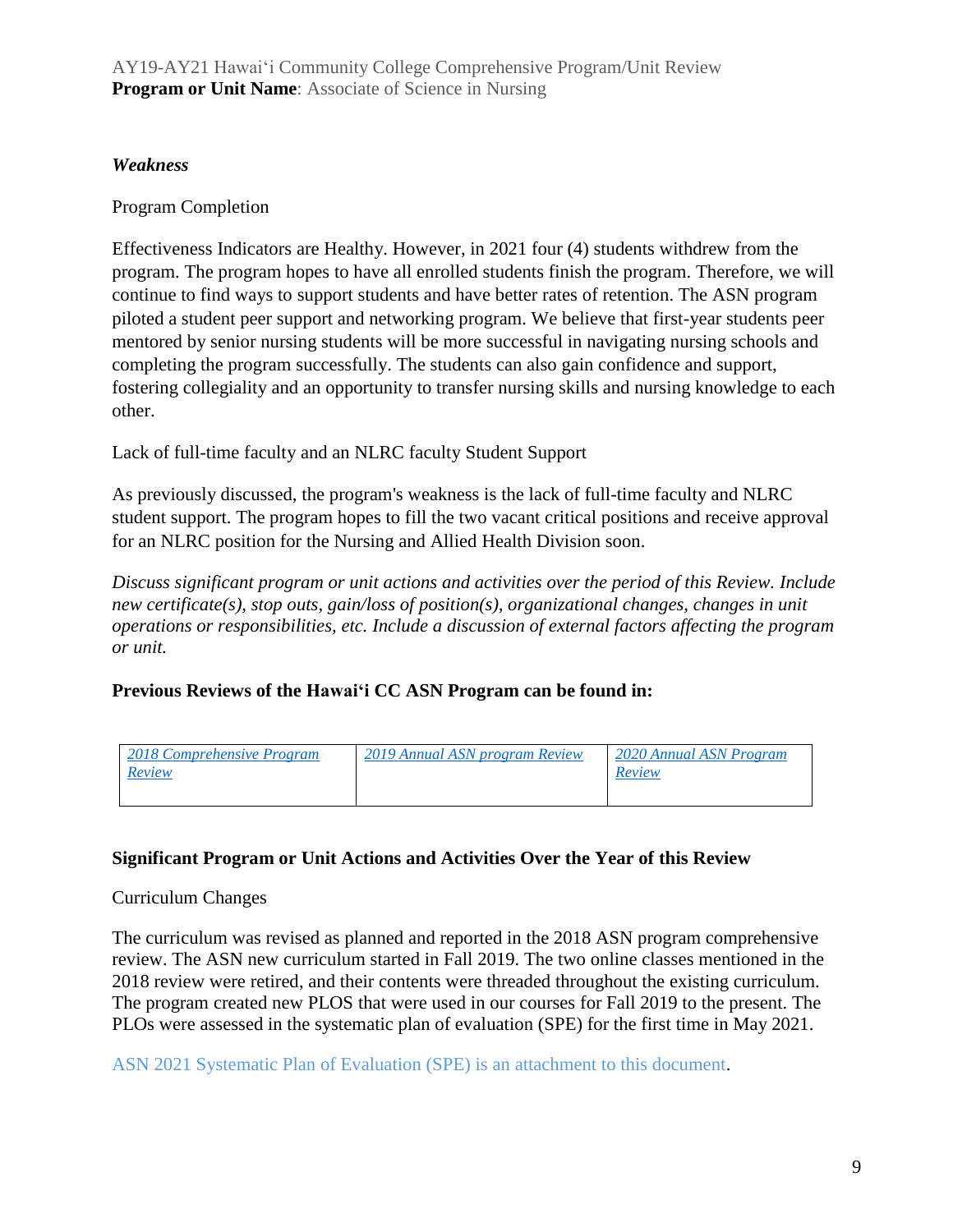*Weakness*

Program Completion

Effectiveness Indicators are Healthy. However, in 2021 four (4) students withdrew from the program. The program hopes to have all enrolled students finish the program. Therefore, we will continue to find ways to support students and have better rates of retention. The ASN program piloted a student peer support and networking program. We believe that first-year students peer mentored by senior nursing students will be more successful in navigating nursing schools and completing the program successfully. The students can also gain confidence and support, fostering collegiality and an opportunity to transfer nursing skills and nursing knowledge to each other.

Lack of full-time faculty and an NLRC faculty Student Support

As previously discussed, the program's weakness is the lack of full-time faculty and NLRC student support. The program hopes to fill the two vacant critical positions and receive approval for an NLRC position for the Nursing and Allied Health Division soon.

*Discuss significant program or unit actions and activities over the period of this Review. Include new certificate(s), stop outs, gain/loss of position(s), organizational changes, changes in unit operations or responsibilities, etc. Include a discussion of external factors affecting the program or unit.*

**Previous Reviews of the Hawai‘i CC ASN Program can be found in:**

| *2018 Comprehensive Program Review* | *2019 Annual ASN program Review* | *2020 Annual ASN Program Review* |
|---|---|---|

**Significant Program or Unit Actions and Activities Over the Year of this Review**

Curriculum Changes

The curriculum was revised as planned and reported in the 2018 ASN program comprehensive review. The ASN new curriculum started in Fall 2019. The two online classes mentioned in the 2018 review were retired, and their contents were threaded throughout the existing curriculum. The program created new PLOS that were used in our courses for Fall 2019 to the present. The PLOs were assessed in the systematic plan of evaluation (SPE) for the first time in May 2021.

ASN 2021 Systematic Plan of Evaluation (SPE) is an attachment to this document.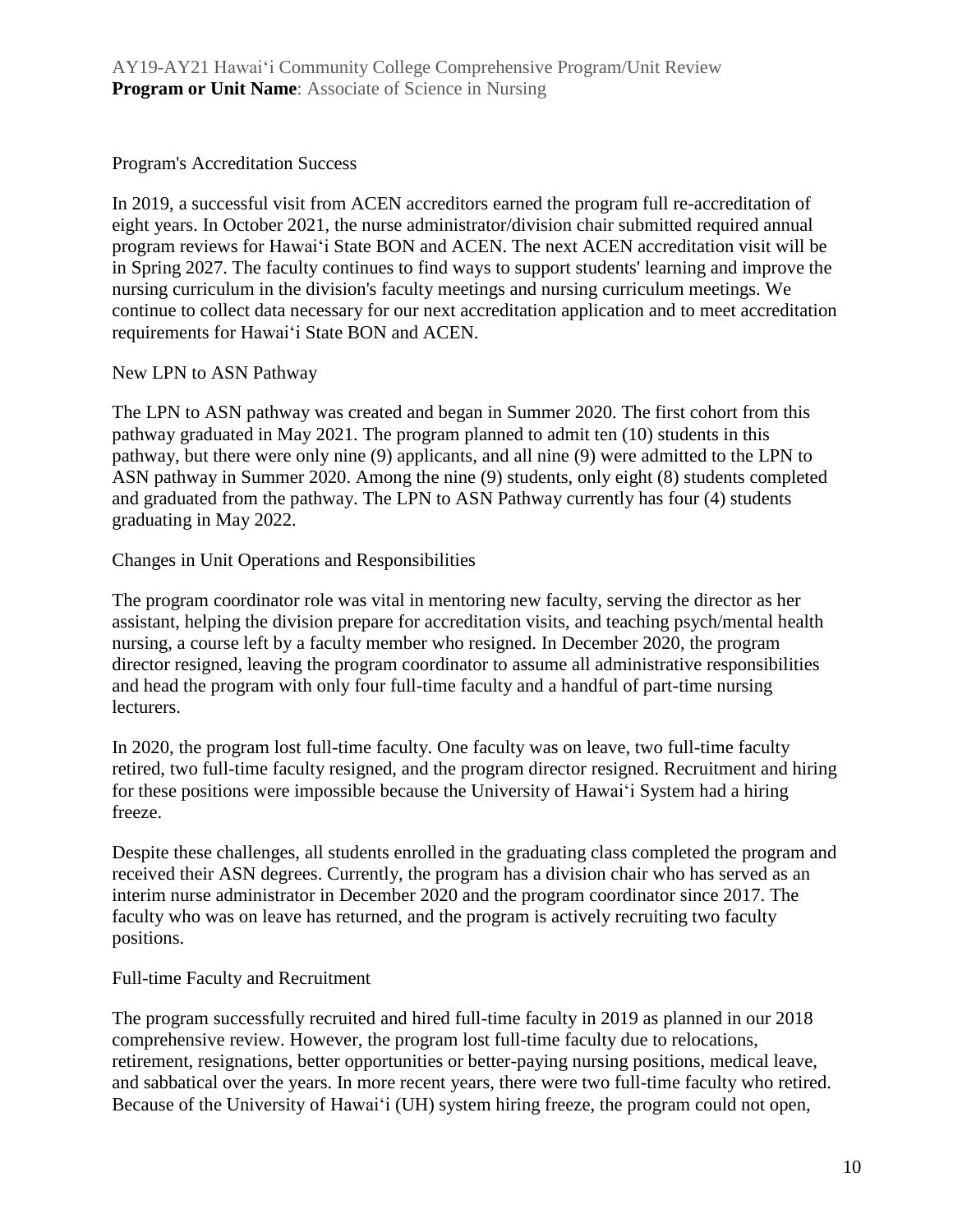Program's Accreditation Success

In 2019, a successful visit from ACEN accreditors earned the program full re-accreditation of eight years. In October 2021, the nurse administrator/division chair submitted required annual program reviews for Hawaiʻi State BON and ACEN. The next ACEN accreditation visit will be in Spring 2027. The faculty continues to find ways to support students' learning and improve the nursing curriculum in the division's faculty meetings and nursing curriculum meetings. We continue to collect data necessary for our next accreditation application and to meet accreditation requirements for Hawaiʻi State BON and ACEN.

New LPN to ASN Pathway

The LPN to ASN pathway was created and began in Summer 2020. The first cohort from this pathway graduated in May 2021. The program planned to admit ten (10) students in this pathway, but there were only nine (9) applicants, and all nine (9) were admitted to the LPN to ASN pathway in Summer 2020. Among the nine (9) students, only eight (8) students completed and graduated from the pathway. The LPN to ASN Pathway currently has four (4) students graduating in May 2022.

Changes in Unit Operations and Responsibilities

The program coordinator role was vital in mentoring new faculty, serving the director as her assistant, helping the division prepare for accreditation visits, and teaching psych/mental health nursing, a course left by a faculty member who resigned. In December 2020, the program director resigned, leaving the program coordinator to assume all administrative responsibilities and head the program with only four full-time faculty and a handful of part-time nursing lecturers.

In 2020, the program lost full-time faculty. One faculty was on leave, two full-time faculty retired, two full-time faculty resigned, and the program director resigned. Recruitment and hiring for these positions were impossible because the University of Hawaiʻi System had a hiring freeze.

Despite these challenges, all students enrolled in the graduating class completed the program and received their ASN degrees. Currently, the program has a division chair who has served as an interim nurse administrator in December 2020 and the program coordinator since 2017. The faculty who was on leave has returned, and the program is actively recruiting two faculty positions.

Full-time Faculty and Recruitment

The program successfully recruited and hired full-time faculty in 2019 as planned in our 2018 comprehensive review. However, the program lost full-time faculty due to relocations, retirement, resignations, better opportunities or better-paying nursing positions, medical leave, and sabbatical over the years. In more recent years, there were two full-time faculty who retired. Because of the University of Hawaiʻi (UH) system hiring freeze, the program could not open,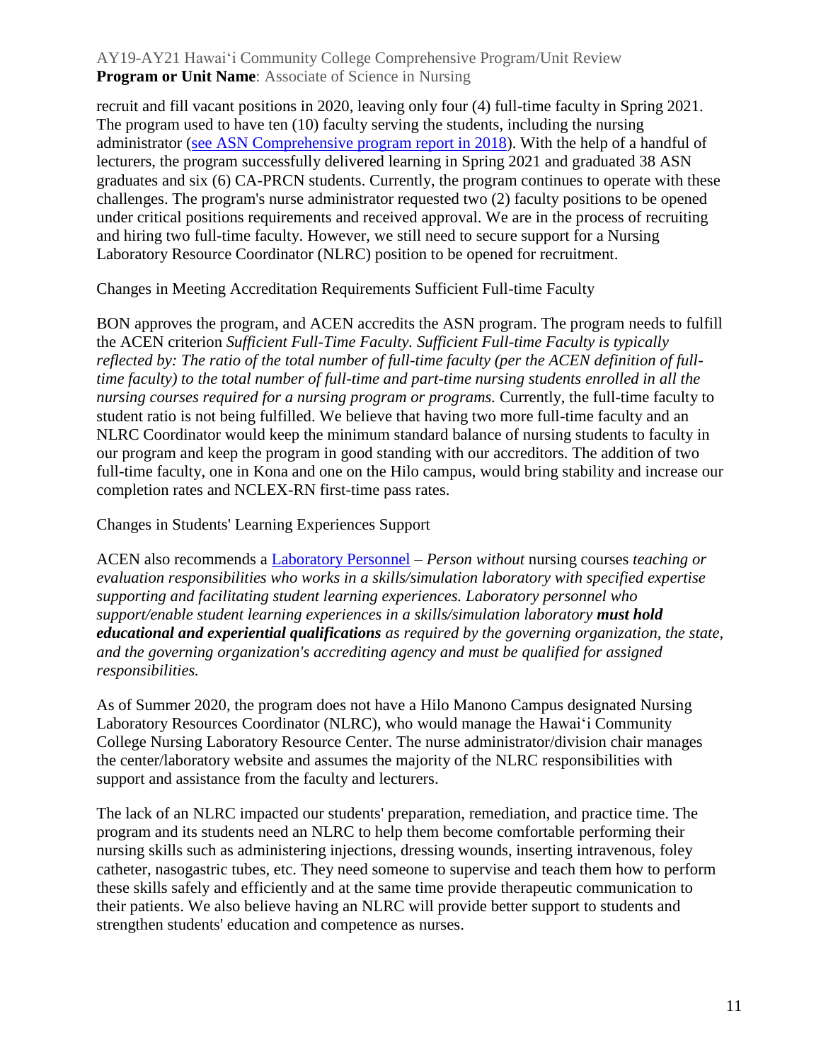recruit and fill vacant positions in 2020, leaving only four (4) full-time faculty in Spring 2021. The program used to have ten (10) faculty serving the students, including the nursing administrator (see ASN Comprehensive program report in 2018). With the help of a handful of lecturers, the program successfully delivered learning in Spring 2021 and graduated 38 ASN graduates and six (6) CA-PRCN students. Currently, the program continues to operate with these challenges. The program's nurse administrator requested two (2) faculty positions to be opened under critical positions requirements and received approval. We are in the process of recruiting and hiring two full-time faculty. However, we still need to secure support for a Nursing Laboratory Resource Coordinator (NLRC) position to be opened for recruitment.

Changes in Meeting Accreditation Requirements Sufficient Full-time Faculty

BON approves the program, and ACEN accredits the ASN program. The program needs to fulfill the ACEN criterion *Sufficient Full-Time Faculty. Sufficient Full-time Faculty is typically reflected by: The ratio of the total number of full-time faculty (per the ACEN definition of full-time faculty) to the total number of full-time and part-time nursing students enrolled in all the nursing courses required for a nursing program or programs.* Currently, the full-time faculty to student ratio is not being fulfilled. We believe that having two more full-time faculty and an NLRC Coordinator would keep the minimum standard balance of nursing students to faculty in our program and keep the program in good standing with our accreditors. The addition of two full-time faculty, one in Kona and one on the Hilo campus, would bring stability and increase our completion rates and NCLEX-RN first-time pass rates.

Changes in Students' Learning Experiences Support

ACEN also recommends a Laboratory Personnel – *Person without* nursing courses *teaching or evaluation responsibilities who works in a skills/simulation laboratory with specified expertise supporting and facilitating student learning experiences. Laboratory personnel who support/enable student learning experiences in a skills/simulation laboratory* ***must hold educational and experiential qualifications*** *as required by the governing organization, the state, and the governing organization's accrediting agency and must be qualified for assigned responsibilities.*

As of Summer 2020, the program does not have a Hilo Manono Campus designated Nursing Laboratory Resources Coordinator (NLRC), who would manage the Hawaiʻi Community College Nursing Laboratory Resource Center. The nurse administrator/division chair manages the center/laboratory website and assumes the majority of the NLRC responsibilities with support and assistance from the faculty and lecturers.

The lack of an NLRC impacted our students' preparation, remediation, and practice time. The program and its students need an NLRC to help them become comfortable performing their nursing skills such as administering injections, dressing wounds, inserting intravenous, foley catheter, nasogastric tubes, etc. They need someone to supervise and teach them how to perform these skills safely and efficiently and at the same time provide therapeutic communication to their patients. We also believe having an NLRC will provide better support to students and strengthen students' education and competence as nurses.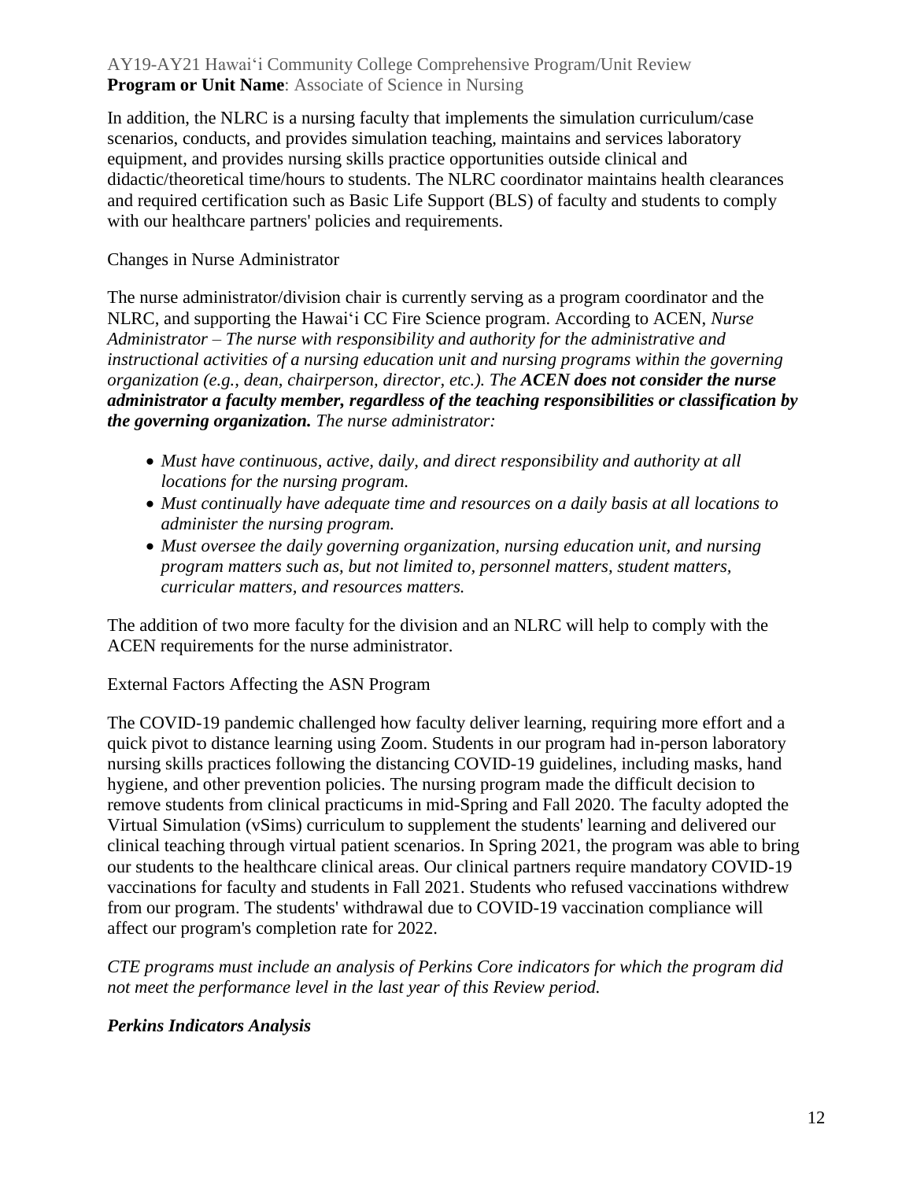In addition, the NLRC is a nursing faculty that implements the simulation curriculum/case scenarios, conducts, and provides simulation teaching, maintains and services laboratory equipment, and provides nursing skills practice opportunities outside clinical and didactic/theoretical time/hours to students. The NLRC coordinator maintains health clearances and required certification such as Basic Life Support (BLS) of faculty and students to comply with our healthcare partners' policies and requirements.

Changes in Nurse Administrator

The nurse administrator/division chair is currently serving as a program coordinator and the NLRC, and supporting the Hawaiʻi CC Fire Science program. According to ACEN, *Nurse Administrator – The nurse with responsibility and authority for the administrative and instructional activities of a nursing education unit and nursing programs within the governing organization (e.g., dean, chairperson, director, etc.). The **ACEN does not consider the nurse administrator a faculty member, regardless of the teaching responsibilities or classification by the governing organization.** The nurse administrator:*

- *Must have continuous, active, daily, and direct responsibility and authority at all locations for the nursing program.*
- *Must continually have adequate time and resources on a daily basis at all locations to administer the nursing program.*
- *Must oversee the daily governing organization, nursing education unit, and nursing program matters such as, but not limited to, personnel matters, student matters, curricular matters, and resources matters.*

The addition of two more faculty for the division and an NLRC will help to comply with the ACEN requirements for the nurse administrator.

External Factors Affecting the ASN Program

The COVID-19 pandemic challenged how faculty deliver learning, requiring more effort and a quick pivot to distance learning using Zoom. Students in our program had in-person laboratory nursing skills practices following the distancing COVID-19 guidelines, including masks, hand hygiene, and other prevention policies. The nursing program made the difficult decision to remove students from clinical practicums in mid-Spring and Fall 2020. The faculty adopted the Virtual Simulation (vSims) curriculum to supplement the students' learning and delivered our clinical teaching through virtual patient scenarios. In Spring 2021, the program was able to bring our students to the healthcare clinical areas. Our clinical partners require mandatory COVID-19 vaccinations for faculty and students in Fall 2021. Students who refused vaccinations withdrew from our program. The students' withdrawal due to COVID-19 vaccination compliance will affect our program's completion rate for 2022.

*CTE programs must include an analysis of Perkins Core indicators for which the program did not meet the performance level in the last year of this Review period.*

***Perkins Indicators Analysis***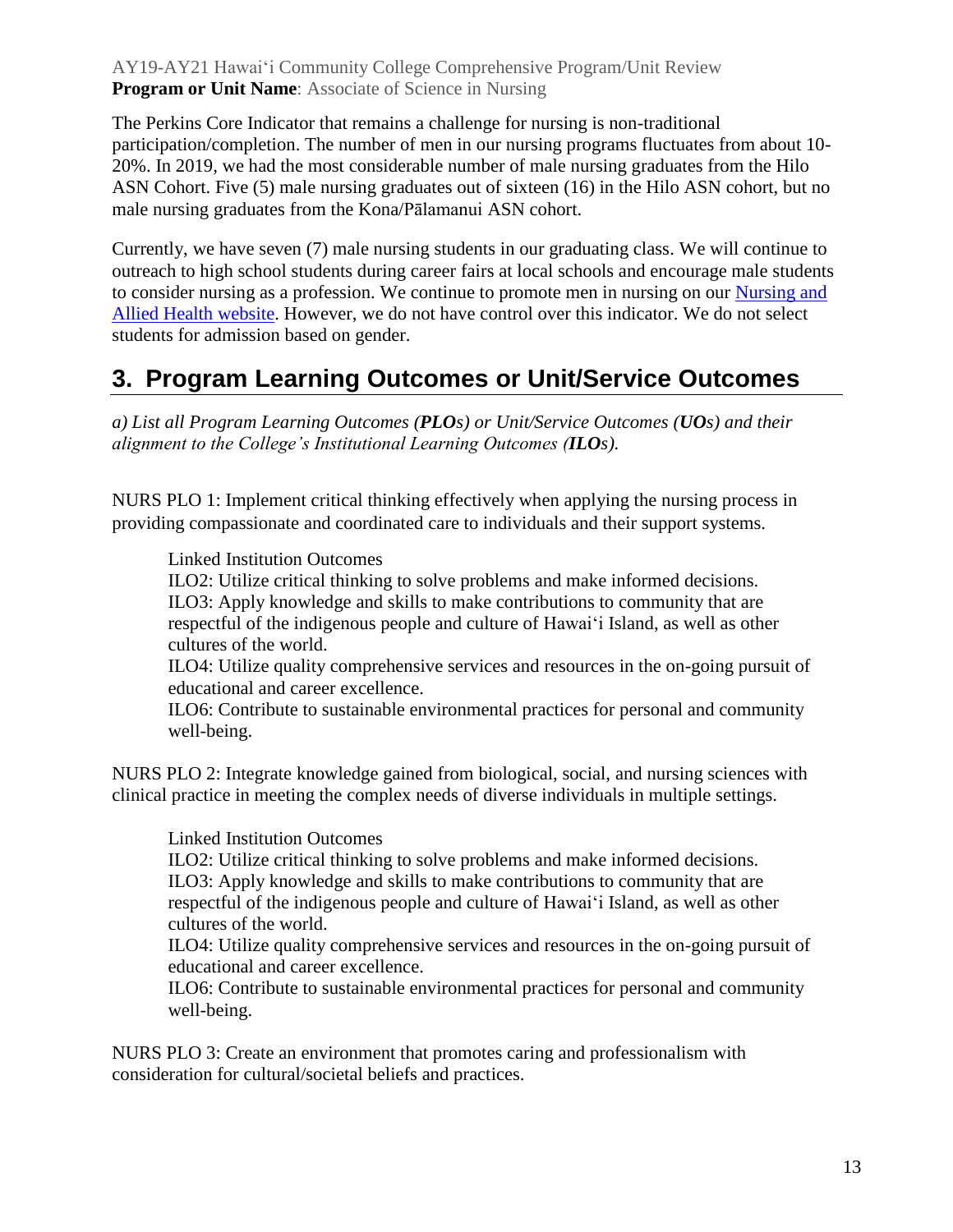The Perkins Core Indicator that remains a challenge for nursing is non-traditional participation/completion. The number of men in our nursing programs fluctuates from about 10-20%. In 2019, we had the most considerable number of male nursing graduates from the Hilo ASN Cohort. Five (5) male nursing graduates out of sixteen (16) in the Hilo ASN cohort, but no male nursing graduates from the Kona/Pālamanui ASN cohort.

Currently, we have seven (7) male nursing students in our graduating class. We will continue to outreach to high school students during career fairs at local schools and encourage male students to consider nursing as a profession. We continue to promote men in nursing on our Nursing and Allied Health website. However, we do not have control over this indicator. We do not select students for admission based on gender.

## 3. Program Learning Outcomes or Unit/Service Outcomes

*a) List all Program Learning Outcomes (**PLOs**) or Unit/Service Outcomes (**UOs**) and their alignment to the College's Institutional Learning Outcomes (**ILOs**).*

NURS PLO 1: Implement critical thinking effectively when applying the nursing process in providing compassionate and coordinated care to individuals and their support systems.

> Linked Institution Outcomes
> ILO2: Utilize critical thinking to solve problems and make informed decisions.
> ILO3: Apply knowledge and skills to make contributions to community that are respectful of the indigenous people and culture of Hawaiʻi Island, as well as other cultures of the world.
> ILO4: Utilize quality comprehensive services and resources in the on-going pursuit of educational and career excellence.
> ILO6: Contribute to sustainable environmental practices for personal and community well-being.

NURS PLO 2: Integrate knowledge gained from biological, social, and nursing sciences with clinical practice in meeting the complex needs of diverse individuals in multiple settings.

> Linked Institution Outcomes
> ILO2: Utilize critical thinking to solve problems and make informed decisions.
> ILO3: Apply knowledge and skills to make contributions to community that are respectful of the indigenous people and culture of Hawaiʻi Island, as well as other cultures of the world.
> ILO4: Utilize quality comprehensive services and resources in the on-going pursuit of educational and career excellence.
> ILO6: Contribute to sustainable environmental practices for personal and community well-being.

NURS PLO 3: Create an environment that promotes caring and professionalism with consideration for cultural/societal beliefs and practices.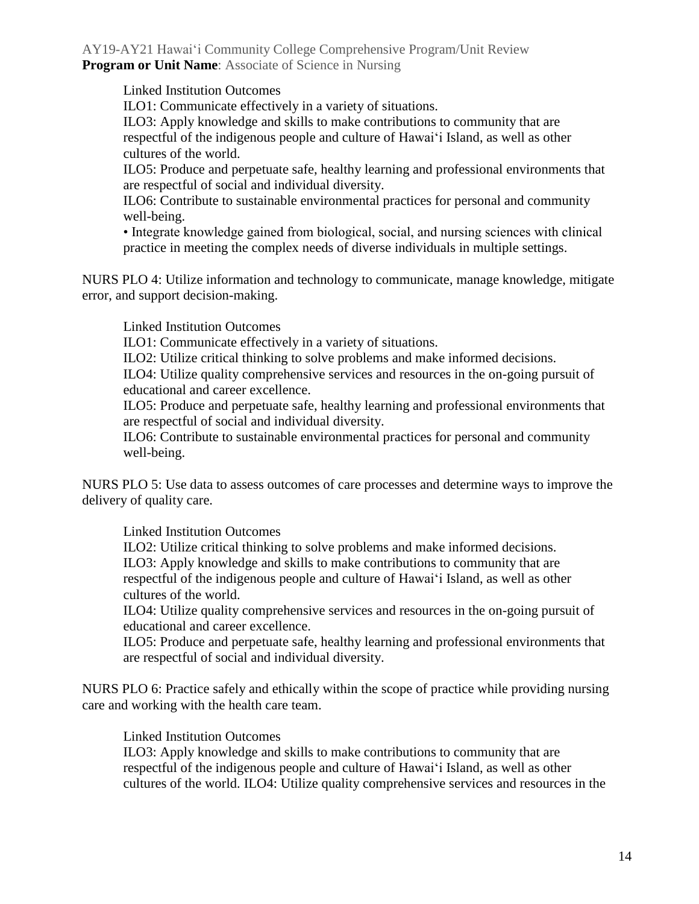Linked Institution Outcomes

ILO1: Communicate effectively in a variety of situations.

ILO3: Apply knowledge and skills to make contributions to community that are respectful of the indigenous people and culture of Hawai'i Island, as well as other cultures of the world.

ILO5: Produce and perpetuate safe, healthy learning and professional environments that are respectful of social and individual diversity.

ILO6: Contribute to sustainable environmental practices for personal and community well-being.

• Integrate knowledge gained from biological, social, and nursing sciences with clinical practice in meeting the complex needs of diverse individuals in multiple settings.

NURS PLO 4: Utilize information and technology to communicate, manage knowledge, mitigate error, and support decision-making.

Linked Institution Outcomes

ILO1: Communicate effectively in a variety of situations.

ILO2: Utilize critical thinking to solve problems and make informed decisions.

ILO4: Utilize quality comprehensive services and resources in the on-going pursuit of educational and career excellence.

ILO5: Produce and perpetuate safe, healthy learning and professional environments that are respectful of social and individual diversity.

ILO6: Contribute to sustainable environmental practices for personal and community well-being.

NURS PLO 5: Use data to assess outcomes of care processes and determine ways to improve the delivery of quality care.

Linked Institution Outcomes

ILO2: Utilize critical thinking to solve problems and make informed decisions.

ILO3: Apply knowledge and skills to make contributions to community that are respectful of the indigenous people and culture of Hawai'i Island, as well as other cultures of the world.

ILO4: Utilize quality comprehensive services and resources in the on-going pursuit of educational and career excellence.

ILO5: Produce and perpetuate safe, healthy learning and professional environments that are respectful of social and individual diversity.

NURS PLO 6: Practice safely and ethically within the scope of practice while providing nursing care and working with the health care team.

Linked Institution Outcomes

ILO3: Apply knowledge and skills to make contributions to community that are respectful of the indigenous people and culture of Hawai'i Island, as well as other cultures of the world. ILO4: Utilize quality comprehensive services and resources in the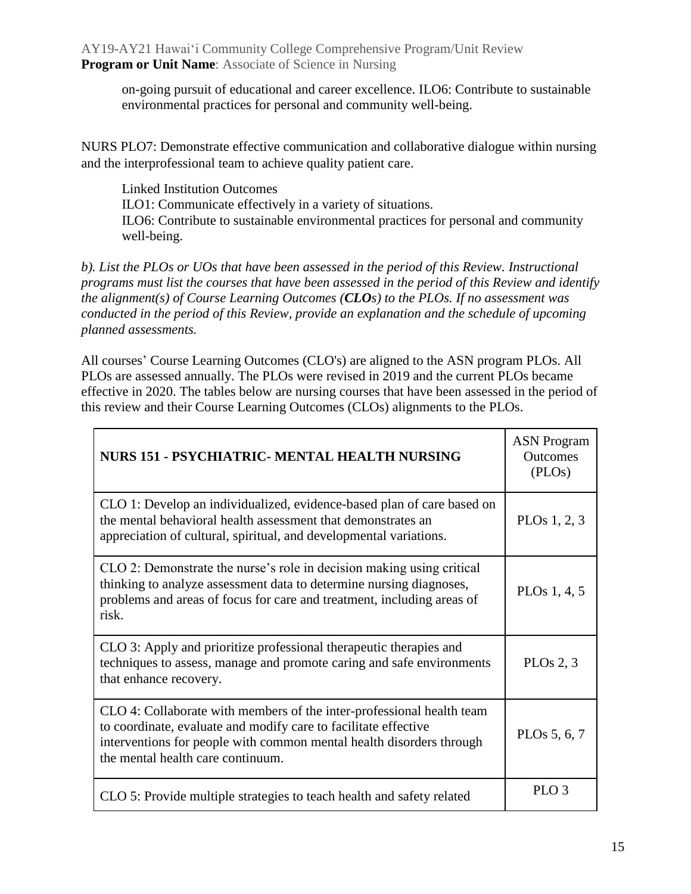on-going pursuit of educational and career excellence. ILO6: Contribute to sustainable environmental practices for personal and community well-being.

NURS PLO7: Demonstrate effective communication and collaborative dialogue within nursing and the interprofessional team to achieve quality patient care.

Linked Institution Outcomes
ILO1: Communicate effectively in a variety of situations.
ILO6: Contribute to sustainable environmental practices for personal and community well-being.

*b). List the PLOs or UOs that have been assessed in the period of this Review. Instructional programs must list the courses that have been assessed in the period of this Review and identify the alignment(s) of Course Learning Outcomes (**CLOs**) to the PLOs. If no assessment was conducted in the period of this Review, provide an explanation and the schedule of upcoming planned assessments.*

All courses' Course Learning Outcomes (CLO's) are aligned to the ASN program PLOs. All PLOs are assessed annually. The PLOs were revised in 2019 and the current PLOs became effective in 2020. The tables below are nursing courses that have been assessed in the period of this review and their Course Learning Outcomes (CLOs) alignments to the PLOs.

| **NURS 151 - PSYCHIATRIC- MENTAL HEALTH NURSING** | ASN Program Outcomes (PLOs) |
|---|---|
| CLO 1: Develop an individualized, evidence-based plan of care based on the mental behavioral health assessment that demonstrates an appreciation of cultural, spiritual, and developmental variations. | PLOs 1, 2, 3 |
| CLO 2: Demonstrate the nurse's role in decision making using critical thinking to analyze assessment data to determine nursing diagnoses, problems and areas of focus for care and treatment, including areas of risk. | PLOs 1, 4, 5 |
| CLO 3: Apply and prioritize professional therapeutic therapies and techniques to assess, manage and promote caring and safe environments that enhance recovery. | PLOs 2, 3 |
| CLO 4: Collaborate with members of the inter-professional health team to coordinate, evaluate and modify care to facilitate effective interventions for people with common mental health disorders through the mental health care continuum. | PLOs 5, 6, 7 |
| CLO 5: Provide multiple strategies to teach health and safety related | PLO 3 |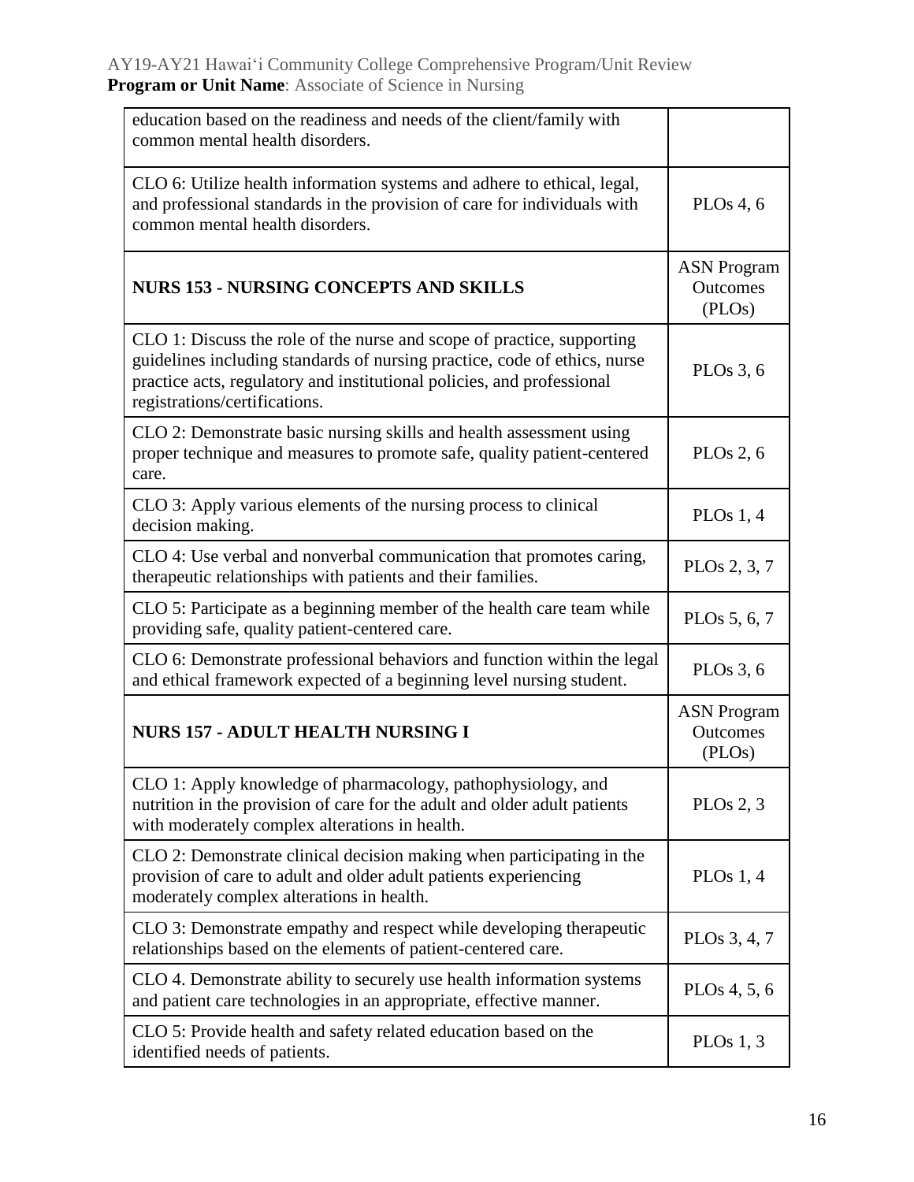| education based on the readiness and needs of the client/family with common mental health disorders. | |
|---|---|
| CLO 6: Utilize health information systems and adhere to ethical, legal, and professional standards in the provision of care for individuals with common mental health disorders. | PLOs 4, 6 |
| **NURS 153 - NURSING CONCEPTS AND SKILLS** | ASN Program Outcomes (PLOs) |
| CLO 1: Discuss the role of the nurse and scope of practice, supporting guidelines including standards of nursing practice, code of ethics, nurse practice acts, regulatory and institutional policies, and professional registrations/certifications. | PLOs 3, 6 |
| CLO 2: Demonstrate basic nursing skills and health assessment using proper technique and measures to promote safe, quality patient-centered care. | PLOs 2, 6 |
| CLO 3: Apply various elements of the nursing process to clinical decision making. | PLOs 1, 4 |
| CLO 4: Use verbal and nonverbal communication that promotes caring, therapeutic relationships with patients and their families. | PLOs 2, 3, 7 |
| CLO 5: Participate as a beginning member of the health care team while providing safe, quality patient-centered care. | PLOs 5, 6, 7 |
| CLO 6: Demonstrate professional behaviors and function within the legal and ethical framework expected of a beginning level nursing student. | PLOs 3, 6 |
| **NURS 157 - ADULT HEALTH NURSING I** | ASN Program Outcomes (PLOs) |
| CLO 1: Apply knowledge of pharmacology, pathophysiology, and nutrition in the provision of care for the adult and older adult patients with moderately complex alterations in health. | PLOs 2, 3 |
| CLO 2: Demonstrate clinical decision making when participating in the provision of care to adult and older adult patients experiencing moderately complex alterations in health. | PLOs 1, 4 |
| CLO 3: Demonstrate empathy and respect while developing therapeutic relationships based on the elements of patient-centered care. | PLOs 3, 4, 7 |
| CLO 4. Demonstrate ability to securely use health information systems and patient care technologies in an appropriate, effective manner. | PLOs 4, 5, 6 |
| CLO 5: Provide health and safety related education based on the identified needs of patients. | PLOs 1, 3 |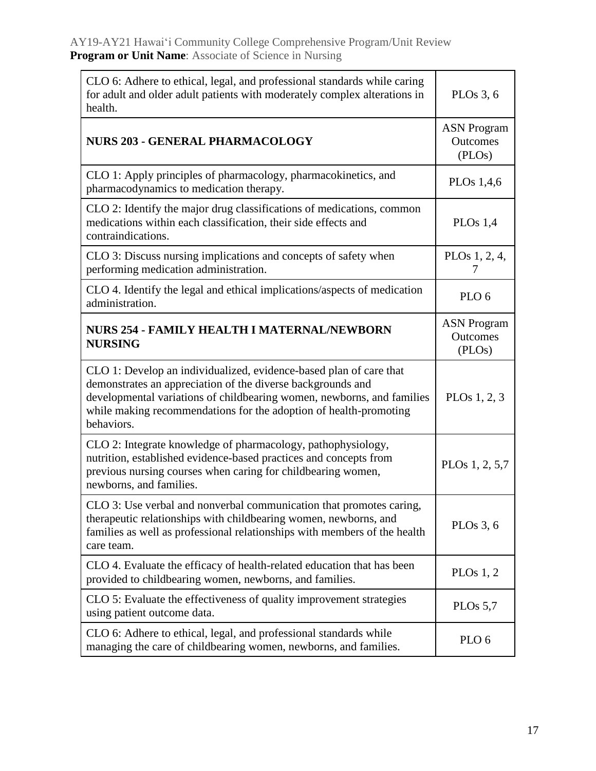| CLO 6: Adhere to ethical, legal, and professional standards while caring for adult and older adult patients with moderately complex alterations in health. | PLOs 3, 6 |
|---|---|
| **NURS 203 - GENERAL PHARMACOLOGY** | ASN Program Outcomes (PLOs) |
| CLO 1: Apply principles of pharmacology, pharmacokinetics, and pharmacodynamics to medication therapy. | PLOs 1,4,6 |
| CLO 2: Identify the major drug classifications of medications, common medications within each classification, their side effects and contraindications. | PLOs 1,4 |
| CLO 3: Discuss nursing implications and concepts of safety when performing medication administration. | PLOs 1, 2, 4, 7 |
| CLO 4. Identify the legal and ethical implications/aspects of medication administration. | PLO 6 |
| **NURS 254 - FAMILY HEALTH I MATERNAL/NEWBORN NURSING** | ASN Program Outcomes (PLOs) |
| CLO 1: Develop an individualized, evidence-based plan of care that demonstrates an appreciation of the diverse backgrounds and developmental variations of childbearing women, newborns, and families while making recommendations for the adoption of health-promoting behaviors. | PLOs 1, 2, 3 |
| CLO 2: Integrate knowledge of pharmacology, pathophysiology, nutrition, established evidence-based practices and concepts from previous nursing courses when caring for childbearing women, newborns, and families. | PLOs 1, 2, 5,7 |
| CLO 3: Use verbal and nonverbal communication that promotes caring, therapeutic relationships with childbearing women, newborns, and families as well as professional relationships with members of the health care team. | PLOs 3, 6 |
| CLO 4. Evaluate the efficacy of health-related education that has been provided to childbearing women, newborns, and families. | PLOs 1, 2 |
| CLO 5: Evaluate the effectiveness of quality improvement strategies using patient outcome data. | PLOs 5,7 |
| CLO 6: Adhere to ethical, legal, and professional standards while managing the care of childbearing women, newborns, and families. | PLO 6 |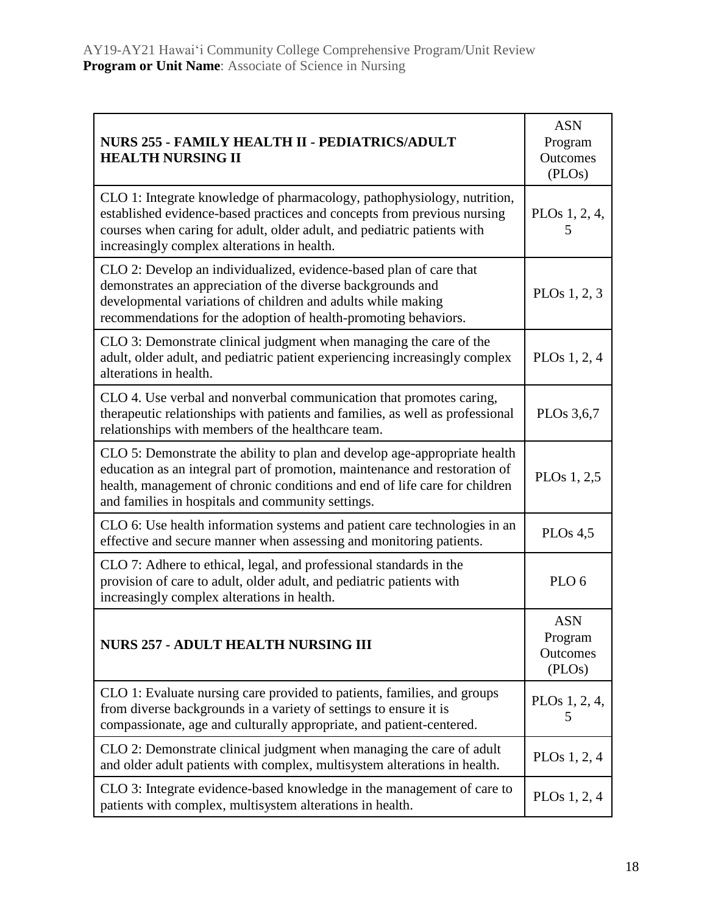| NURS 255 - FAMILY HEALTH II - PEDIATRICS/ADULT HEALTH NURSING II | ASN Program Outcomes (PLOs) |
|---|---|
| CLO 1: Integrate knowledge of pharmacology, pathophysiology, nutrition, established evidence-based practices and concepts from previous nursing courses when caring for adult, older adult, and pediatric patients with increasingly complex alterations in health. | PLOs 1, 2, 4, 5 |
| CLO 2: Develop an individualized, evidence-based plan of care that demonstrates an appreciation of the diverse backgrounds and developmental variations of children and adults while making recommendations for the adoption of health-promoting behaviors. | PLOs 1, 2, 3 |
| CLO 3: Demonstrate clinical judgment when managing the care of the adult, older adult, and pediatric patient experiencing increasingly complex alterations in health. | PLOs 1, 2, 4 |
| CLO 4. Use verbal and nonverbal communication that promotes caring, therapeutic relationships with patients and families, as well as professional relationships with members of the healthcare team. | PLOs 3,6,7 |
| CLO 5: Demonstrate the ability to plan and develop age-appropriate health education as an integral part of promotion, maintenance and restoration of health, management of chronic conditions and end of life care for children and families in hospitals and community settings. | PLOs 1, 2,5 |
| CLO 6: Use health information systems and patient care technologies in an effective and secure manner when assessing and monitoring patients. | PLOs 4,5 |
| CLO 7: Adhere to ethical, legal, and professional standards in the provision of care to adult, older adult, and pediatric patients with increasingly complex alterations in health. | PLO 6 |
| **NURS 257 - ADULT HEALTH NURSING III** | ASN Program Outcomes (PLOs) |
| CLO 1: Evaluate nursing care provided to patients, families, and groups from diverse backgrounds in a variety of settings to ensure it is compassionate, age and culturally appropriate, and patient-centered. | PLOs 1, 2, 4, 5 |
| CLO 2: Demonstrate clinical judgment when managing the care of adult and older adult patients with complex, multisystem alterations in health. | PLOs 1, 2, 4 |
| CLO 3: Integrate evidence-based knowledge in the management of care to patients with complex, multisystem alterations in health. | PLOs 1, 2, 4 |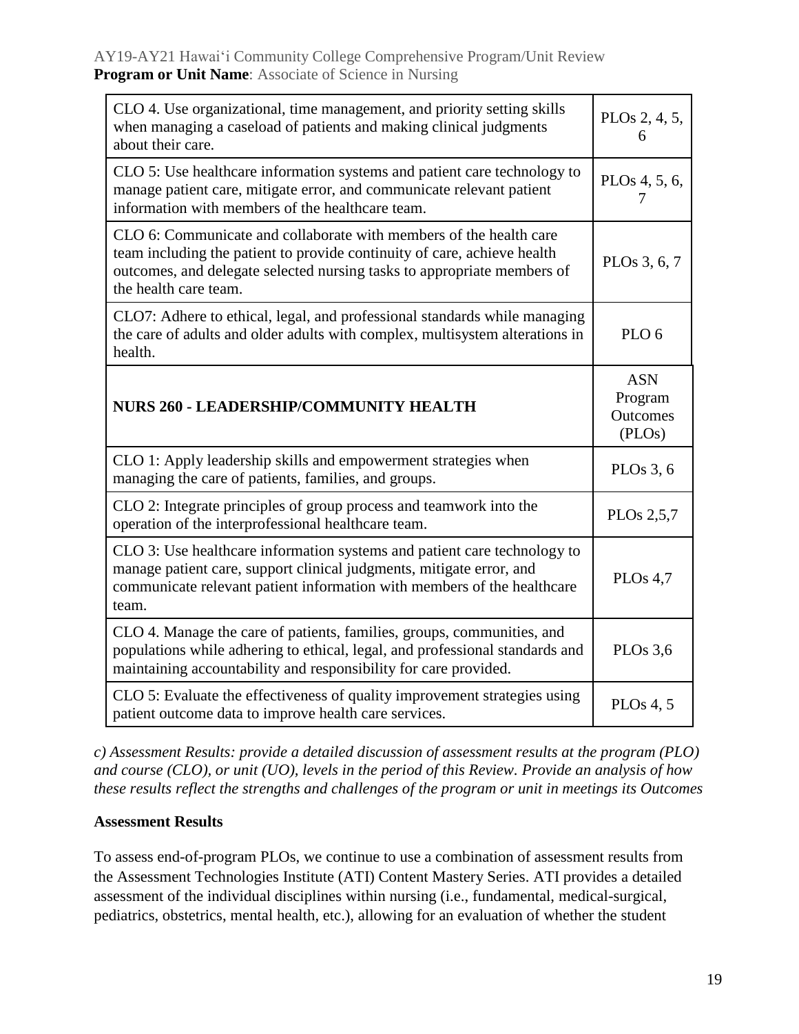| | |
|---|---|
| CLO 4. Use organizational, time management, and priority setting skills when managing a caseload of patients and making clinical judgments about their care. | PLOs 2, 4, 5, 6 |
| CLO 5: Use healthcare information systems and patient care technology to manage patient care, mitigate error, and communicate relevant patient information with members of the healthcare team. | PLOs 4, 5, 6, 7 |
| CLO 6: Communicate and collaborate with members of the health care team including the patient to provide continuity of care, achieve health outcomes, and delegate selected nursing tasks to appropriate members of the health care team. | PLOs 3, 6, 7 |
| CLO7: Adhere to ethical, legal, and professional standards while managing the care of adults and older adults with complex, multisystem alterations in health. | PLO 6 |
| **NURS 260 - LEADERSHIP/COMMUNITY HEALTH** | ASN Program Outcomes (PLOs) |
| CLO 1: Apply leadership skills and empowerment strategies when managing the care of patients, families, and groups. | PLOs 3, 6 |
| CLO 2: Integrate principles of group process and teamwork into the operation of the interprofessional healthcare team. | PLOs 2,5,7 |
| CLO 3: Use healthcare information systems and patient care technology to manage patient care, support clinical judgments, mitigate error, and communicate relevant patient information with members of the healthcare team. | PLOs 4,7 |
| CLO 4. Manage the care of patients, families, groups, communities, and populations while adhering to ethical, legal, and professional standards and maintaining accountability and responsibility for care provided. | PLOs 3,6 |
| CLO 5: Evaluate the effectiveness of quality improvement strategies using patient outcome data to improve health care services. | PLOs 4, 5 |

*c) Assessment Results: provide a detailed discussion of assessment results at the program (PLO) and course (CLO), or unit (UO), levels in the period of this Review. Provide an analysis of how these results reflect the strengths and challenges of the program or unit in meetings its Outcomes*

**Assessment Results**

To assess end-of-program PLOs, we continue to use a combination of assessment results from the Assessment Technologies Institute (ATI) Content Mastery Series. ATI provides a detailed assessment of the individual disciplines within nursing (i.e., fundamental, medical-surgical, pediatrics, obstetrics, mental health, etc.), allowing for an evaluation of whether the student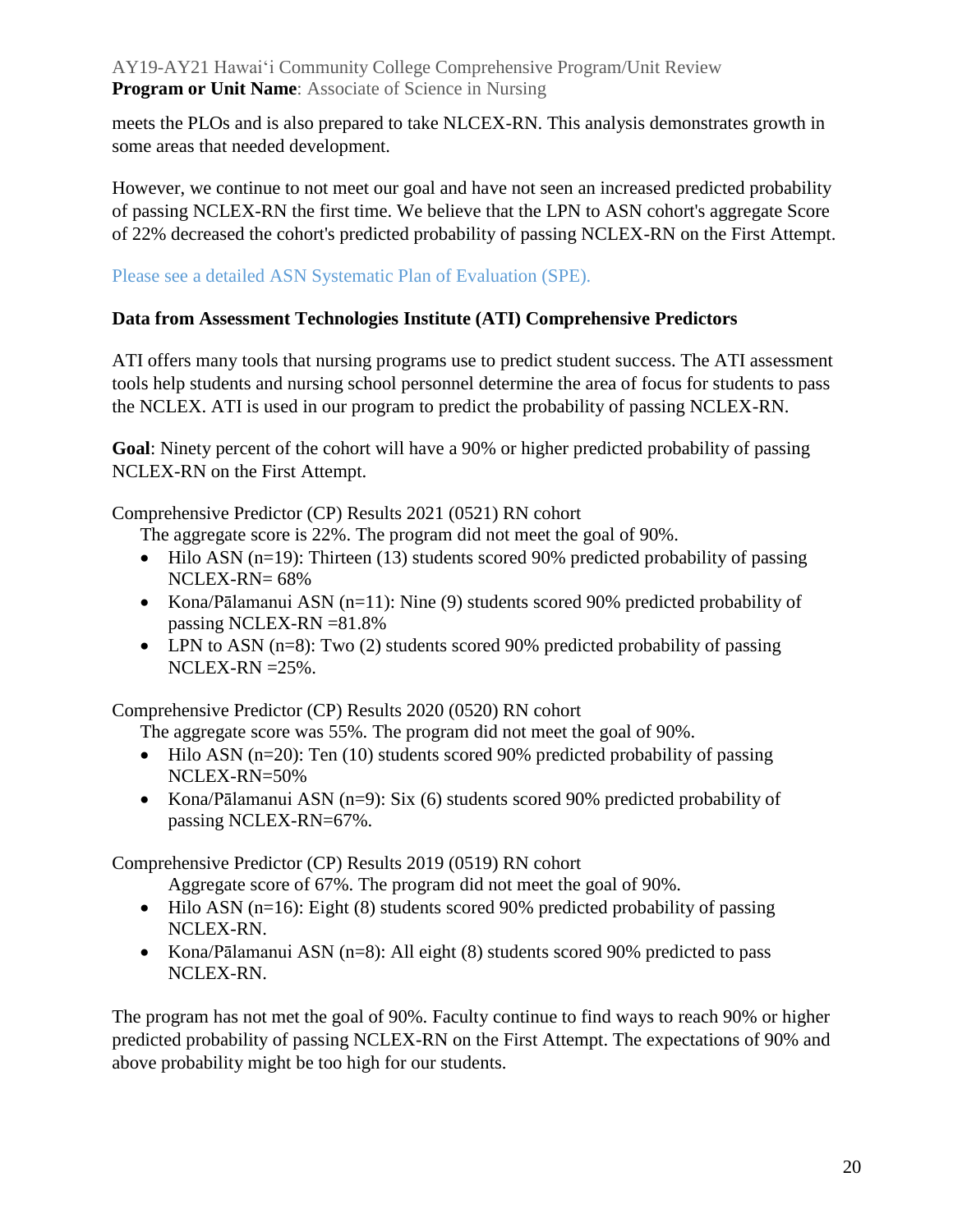meets the PLOs and is also prepared to take NLCEX-RN. This analysis demonstrates growth in some areas that needed development.

However, we continue to not meet our goal and have not seen an increased predicted probability of passing NCLEX-RN the first time. We believe that the LPN to ASN cohort's aggregate Score of 22% decreased the cohort's predicted probability of passing NCLEX-RN on the First Attempt.

Please see a detailed ASN Systematic Plan of Evaluation (SPE).

**Data from Assessment Technologies Institute (ATI) Comprehensive Predictors**

ATI offers many tools that nursing programs use to predict student success. The ATI assessment tools help students and nursing school personnel determine the area of focus for students to pass the NCLEX. ATI is used in our program to predict the probability of passing NCLEX-RN.

**Goal**: Ninety percent of the cohort will have a 90% or higher predicted probability of passing NCLEX-RN on the First Attempt.

Comprehensive Predictor (CP) Results 2021 (0521) RN cohort

The aggregate score is 22%. The program did not meet the goal of 90%.

- Hilo ASN (n=19): Thirteen (13) students scored 90% predicted probability of passing NCLEX-RN= 68%
- Kona/Pālamanui ASN (n=11): Nine (9) students scored 90% predicted probability of passing NCLEX-RN =81.8%
- LPN to ASN (n=8): Two (2) students scored 90% predicted probability of passing NCLEX-RN =25%.

Comprehensive Predictor (CP) Results 2020 (0520) RN cohort

The aggregate score was 55%. The program did not meet the goal of 90%.

- Hilo ASN (n=20): Ten (10) students scored 90% predicted probability of passing NCLEX-RN=50%
- Kona/Pālamanui ASN (n=9): Six (6) students scored 90% predicted probability of passing NCLEX-RN=67%.

Comprehensive Predictor (CP) Results 2019 (0519) RN cohort

Aggregate score of 67%. The program did not meet the goal of 90%.

- Hilo ASN (n=16): Eight (8) students scored 90% predicted probability of passing NCLEX-RN.
- Kona/Pālamanui ASN (n=8): All eight (8) students scored 90% predicted to pass NCLEX-RN.

The program has not met the goal of 90%. Faculty continue to find ways to reach 90% or higher predicted probability of passing NCLEX-RN on the First Attempt. The expectations of 90% and above probability might be too high for our students.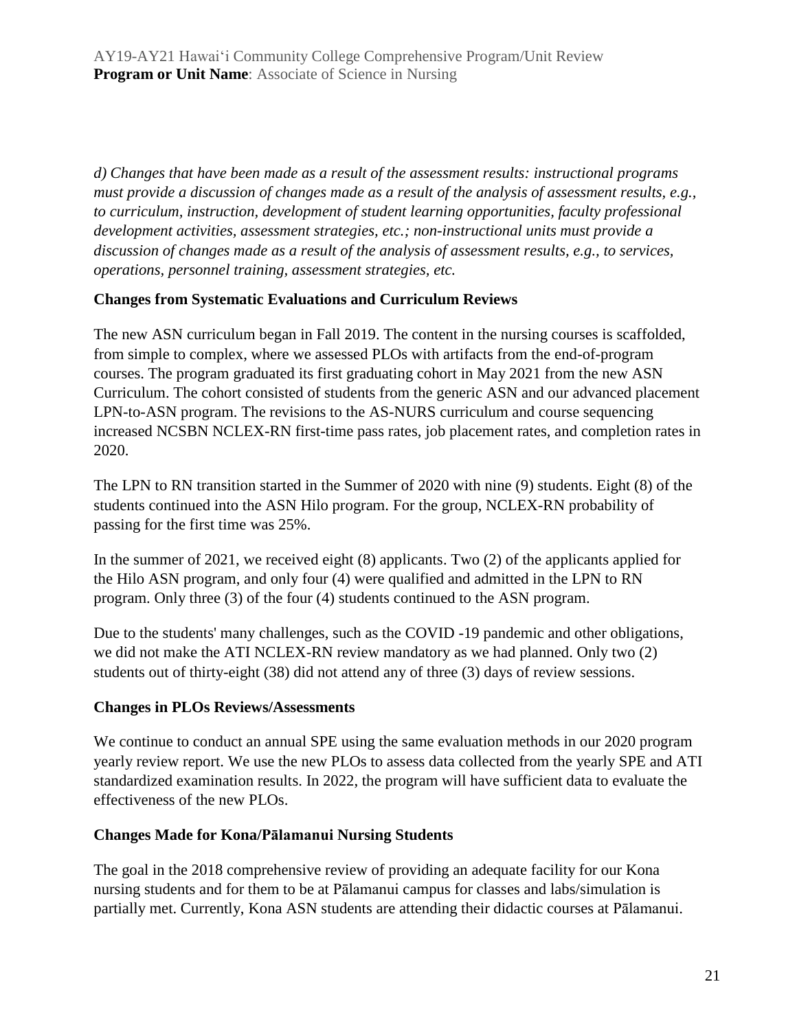*d) Changes that have been made as a result of the assessment results: instructional programs must provide a discussion of changes made as a result of the analysis of assessment results, e.g., to curriculum, instruction, development of student learning opportunities, faculty professional development activities, assessment strategies, etc.; non-instructional units must provide a discussion of changes made as a result of the analysis of assessment results, e.g., to services, operations, personnel training, assessment strategies, etc.*

**Changes from Systematic Evaluations and Curriculum Reviews**

The new ASN curriculum began in Fall 2019. The content in the nursing courses is scaffolded, from simple to complex, where we assessed PLOs with artifacts from the end-of-program courses. The program graduated its first graduating cohort in May 2021 from the new ASN Curriculum. The cohort consisted of students from the generic ASN and our advanced placement LPN-to-ASN program. The revisions to the AS-NURS curriculum and course sequencing increased NCSBN NCLEX-RN first-time pass rates, job placement rates, and completion rates in 2020.

The LPN to RN transition started in the Summer of 2020 with nine (9) students. Eight (8) of the students continued into the ASN Hilo program. For the group, NCLEX-RN probability of passing for the first time was 25%.

In the summer of 2021, we received eight (8) applicants. Two (2) of the applicants applied for the Hilo ASN program, and only four (4) were qualified and admitted in the LPN to RN program. Only three (3) of the four (4) students continued to the ASN program.

Due to the students' many challenges, such as the COVID -19 pandemic and other obligations, we did not make the ATI NCLEX-RN review mandatory as we had planned. Only two (2) students out of thirty-eight (38) did not attend any of three (3) days of review sessions.

**Changes in PLOs Reviews/Assessments**

We continue to conduct an annual SPE using the same evaluation methods in our 2020 program yearly review report. We use the new PLOs to assess data collected from the yearly SPE and ATI standardized examination results. In 2022, the program will have sufficient data to evaluate the effectiveness of the new PLOs.

**Changes Made for Kona/Pālamanui Nursing Students**

The goal in the 2018 comprehensive review of providing an adequate facility for our Kona nursing students and for them to be at Pālamanui campus for classes and labs/simulation is partially met. Currently, Kona ASN students are attending their didactic courses at Pālamanui.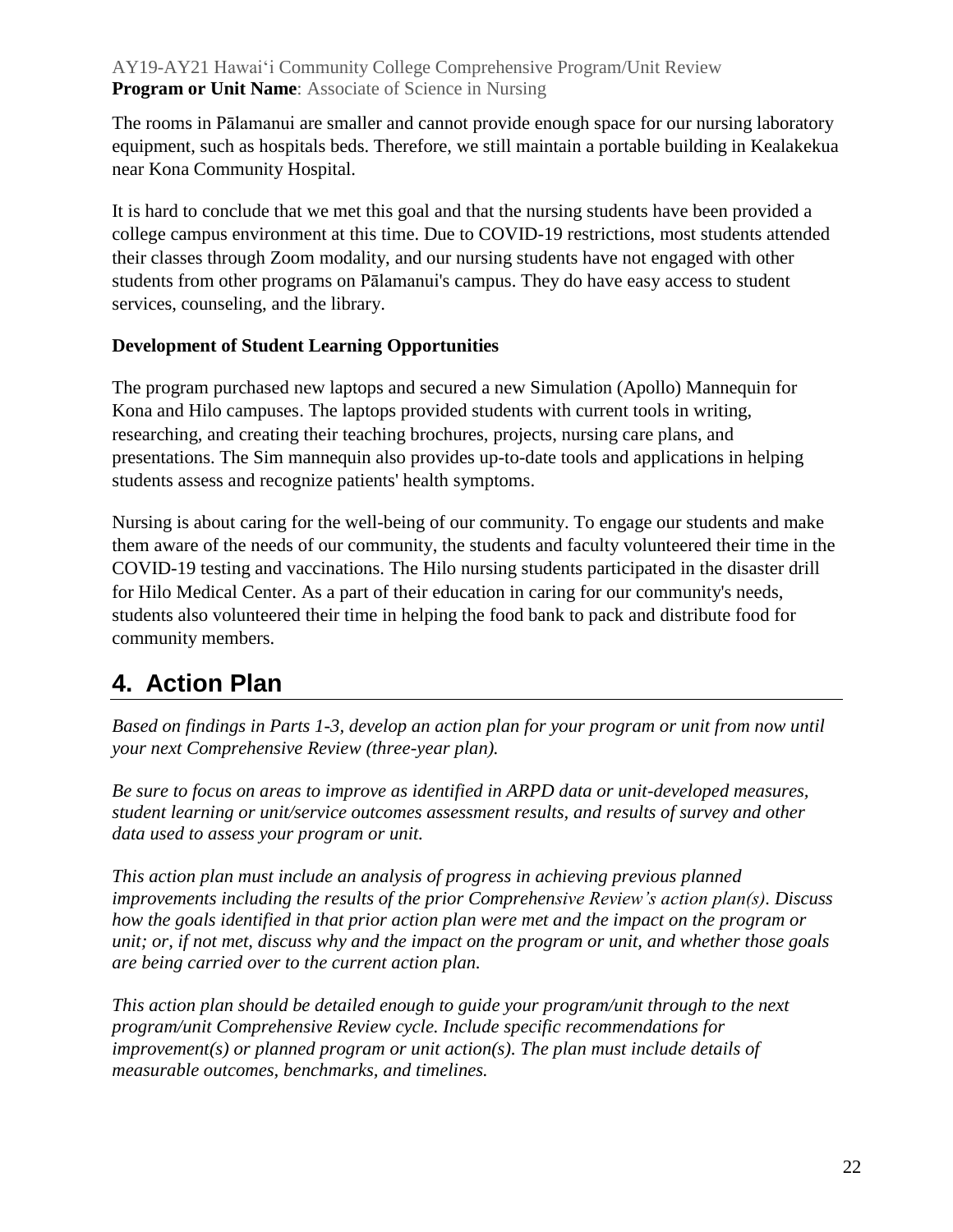The rooms in Pālamanui are smaller and cannot provide enough space for our nursing laboratory equipment, such as hospitals beds. Therefore, we still maintain a portable building in Kealakekua near Kona Community Hospital.

It is hard to conclude that we met this goal and that the nursing students have been provided a college campus environment at this time. Due to COVID-19 restrictions, most students attended their classes through Zoom modality, and our nursing students have not engaged with other students from other programs on Pālamanui's campus. They do have easy access to student services, counseling, and the library.

**Development of Student Learning Opportunities**

The program purchased new laptops and secured a new Simulation (Apollo) Mannequin for Kona and Hilo campuses. The laptops provided students with current tools in writing, researching, and creating their teaching brochures, projects, nursing care plans, and presentations. The Sim mannequin also provides up-to-date tools and applications in helping students assess and recognize patients' health symptoms.

Nursing is about caring for the well-being of our community. To engage our students and make them aware of the needs of our community, the students and faculty volunteered their time in the COVID-19 testing and vaccinations. The Hilo nursing students participated in the disaster drill for Hilo Medical Center. As a part of their education in caring for our community's needs, students also volunteered their time in helping the food bank to pack and distribute food for community members.

# 4. Action Plan

*Based on findings in Parts 1-3, develop an action plan for your program or unit from now until your next Comprehensive Review (three-year plan).*

*Be sure to focus on areas to improve as identified in ARPD data or unit-developed measures, student learning or unit/service outcomes assessment results, and results of survey and other data used to assess your program or unit.*

*This action plan must include an analysis of progress in achieving previous planned improvements including the results of the prior Comprehensive Review's action plan(s). Discuss how the goals identified in that prior action plan were met and the impact on the program or unit; or, if not met, discuss why and the impact on the program or unit, and whether those goals are being carried over to the current action plan.*

*This action plan should be detailed enough to guide your program/unit through to the next program/unit Comprehensive Review cycle. Include specific recommendations for improvement(s) or planned program or unit action(s). The plan must include details of measurable outcomes, benchmarks, and timelines.*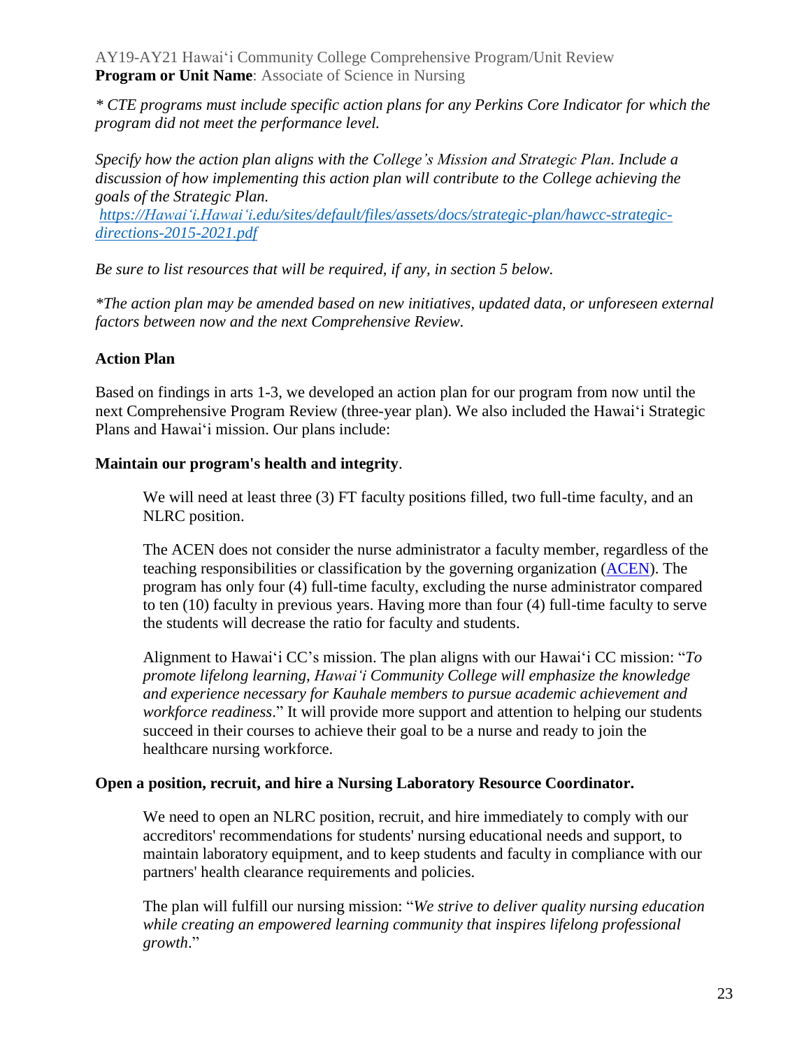*\* CTE programs must include specific action plans for any Perkins Core Indicator for which the program did not meet the performance level.*

*Specify how the action plan aligns with the College's Mission and Strategic Plan. Include a discussion of how implementing this action plan will contribute to the College achieving the goals of the Strategic Plan.*
*https://Hawaiʻi.Hawaiʻi.edu/sites/default/files/assets/docs/strategic-plan/hawcc-strategic-directions-2015-2021.pdf*

*Be sure to list resources that will be required, if any, in section 5 below.*

*\*The action plan may be amended based on new initiatives, updated data, or unforeseen external factors between now and the next Comprehensive Review.*

**Action Plan**

Based on findings in arts 1-3, we developed an action plan for our program from now until the next Comprehensive Program Review (three-year plan). We also included the Hawaiʻi Strategic Plans and Hawaiʻi mission. Our plans include:

**Maintain our program's health and integrity**.

> We will need at least three (3) FT faculty positions filled, two full-time faculty, and an NLRC position.
>
> The ACEN does not consider the nurse administrator a faculty member, regardless of the teaching responsibilities or classification by the governing organization (ACEN). The program has only four (4) full-time faculty, excluding the nurse administrator compared to ten (10) faculty in previous years. Having more than four (4) full-time faculty to serve the students will decrease the ratio for faculty and students.
>
> Alignment to Hawaiʻi CC's mission. The plan aligns with our Hawaiʻi CC mission: "*To promote lifelong learning, Hawaiʻi Community College will emphasize the knowledge and experience necessary for Kauhale members to pursue academic achievement and workforce readiness*." It will provide more support and attention to helping our students succeed in their courses to achieve their goal to be a nurse and ready to join the healthcare nursing workforce.

**Open a position, recruit, and hire a Nursing Laboratory Resource Coordinator.**

> We need to open an NLRC position, recruit, and hire immediately to comply with our accreditors' recommendations for students' nursing educational needs and support, to maintain laboratory equipment, and to keep students and faculty in compliance with our partners' health clearance requirements and policies.
>
> The plan will fulfill our nursing mission: "*We strive to deliver quality nursing education while creating an empowered learning community that inspires lifelong professional growth*."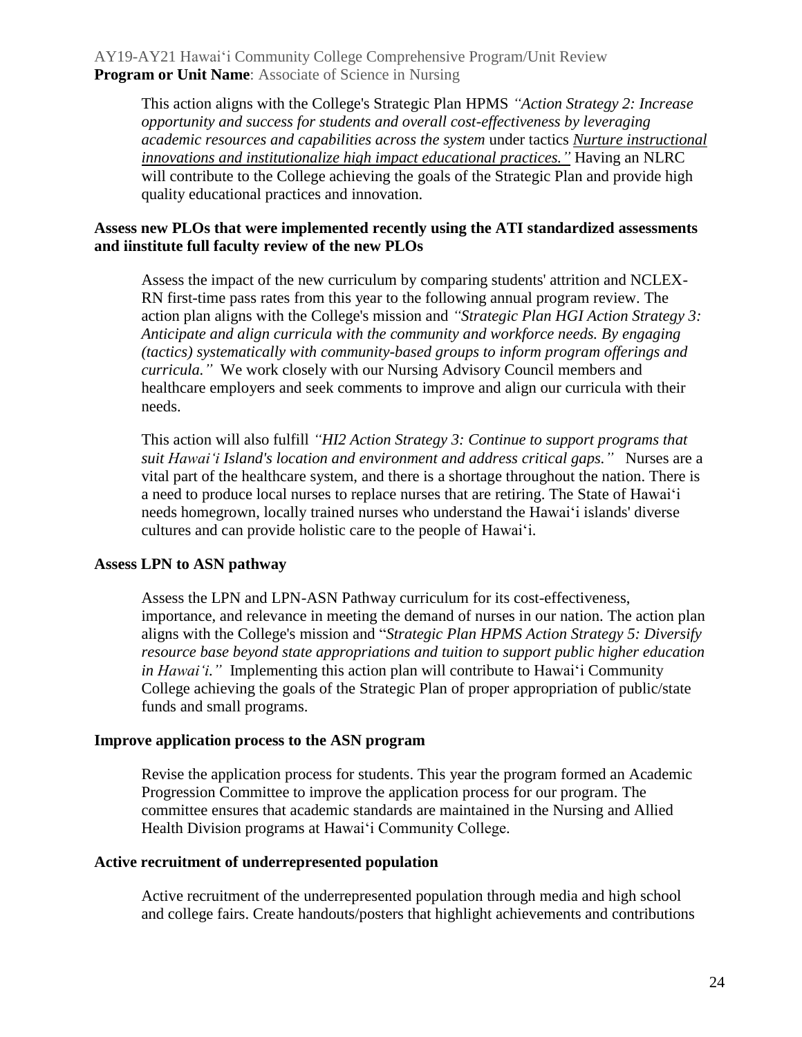This action aligns with the College's Strategic Plan HPMS *"Action Strategy 2: Increase opportunity and success for students and overall cost-effectiveness by leveraging academic resources and capabilities across the system* under tactics *Nurture instructional innovations and institutionalize high impact educational practices."* Having an NLRC will contribute to the College achieving the goals of the Strategic Plan and provide high quality educational practices and innovation.

**Assess new PLOs that were implemented recently using the ATI standardized assessments and iinstitute full faculty review of the new PLOs**

Assess the impact of the new curriculum by comparing students' attrition and NCLEX-RN first-time pass rates from this year to the following annual program review. The action plan aligns with the College's mission and *"Strategic Plan HGI Action Strategy 3: Anticipate and align curricula with the community and workforce needs. By engaging (tactics) systematically with community-based groups to inform program offerings and curricula."* We work closely with our Nursing Advisory Council members and healthcare employers and seek comments to improve and align our curricula with their needs.

This action will also fulfill *"HI2 Action Strategy 3: Continue to support programs that suit Hawaiʻi Island's location and environment and address critical gaps."* Nurses are a vital part of the healthcare system, and there is a shortage throughout the nation. There is a need to produce local nurses to replace nurses that are retiring. The State of Hawaiʻi needs homegrown, locally trained nurses who understand the Hawaiʻi islands' diverse cultures and can provide holistic care to the people of Hawaiʻi.

**Assess LPN to ASN pathway**

Assess the LPN and LPN-ASN Pathway curriculum for its cost-effectiveness, importance, and relevance in meeting the demand of nurses in our nation. The action plan aligns with the College's mission and "*Strategic Plan HPMS Action Strategy 5: Diversify resource base beyond state appropriations and tuition to support public higher education in Hawaiʻi."* Implementing this action plan will contribute to Hawaiʻi Community College achieving the goals of the Strategic Plan of proper appropriation of public/state funds and small programs.

**Improve application process to the ASN program**

Revise the application process for students. This year the program formed an Academic Progression Committee to improve the application process for our program. The committee ensures that academic standards are maintained in the Nursing and Allied Health Division programs at Hawaiʻi Community College.

**Active recruitment of underrepresented population**

Active recruitment of the underrepresented population through media and high school and college fairs. Create handouts/posters that highlight achievements and contributions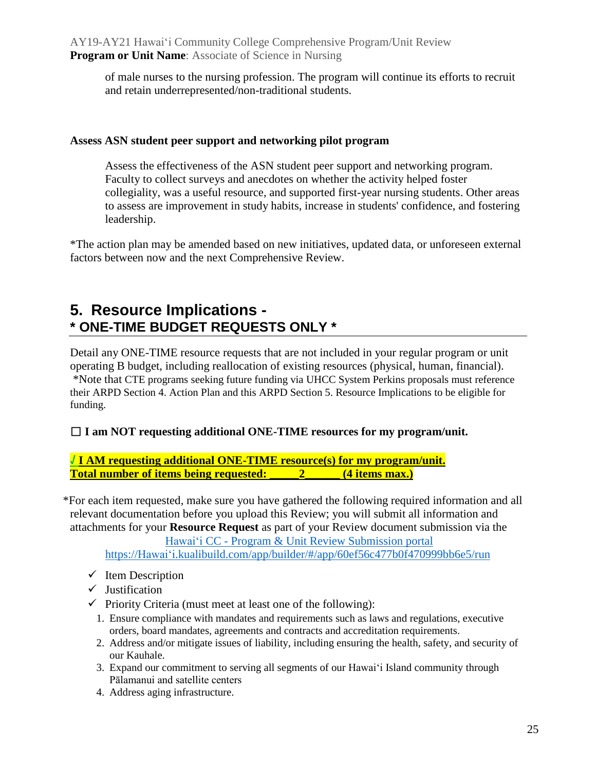of male nurses to the nursing profession. The program will continue its efforts to recruit and retain underrepresented/non-traditional students.

**Assess ASN student peer support and networking pilot program**

Assess the effectiveness of the ASN student peer support and networking program. Faculty to collect surveys and anecdotes on whether the activity helped foster collegiality, was a useful resource, and supported first-year nursing students. Other areas to assess are improvement in study habits, increase in students' confidence, and fostering leadership.

*The action plan may be amended based on new initiatives, updated data, or unforeseen external factors between now and the next Comprehensive Review.

## 5. Resource Implications - * ONE-TIME BUDGET REQUESTS ONLY *

Detail any ONE-TIME resource requests that are not included in your regular program or unit operating B budget, including reallocation of existing resources (physical, human, financial). *Note that CTE programs seeking future funding via UHCC System Perkins proposals must reference their ARPD Section 4. Action Plan and this ARPD Section 5. Resource Implications to be eligible for funding.

☐ **I am NOT requesting additional ONE-TIME resources for my program/unit.**

√ **I AM requesting additional ONE-TIME resource(s) for my program/unit.**
**Total number of items being requested: _____2______ (4 items max.)**

*For each item requested, make sure you have gathered the following required information and all relevant documentation before you upload this Review; you will submit all information and attachments for your **Resource Request** as part of your Review document submission via the Hawaiʻi CC - Program & Unit Review Submission portal https://Hawaiʻi.kualibuild.com/app/builder/#/app/60ef56c477b0f470999bb6e5/run

- ✓ Item Description
- ✓ Justification
- ✓ Priority Criteria (must meet at least one of the following):
  1. Ensure compliance with mandates and requirements such as laws and regulations, executive orders, board mandates, agreements and contracts and accreditation requirements.
  2. Address and/or mitigate issues of liability, including ensuring the health, safety, and security of our Kauhale.
  3. Expand our commitment to serving all segments of our Hawaiʻi Island community through Pālamanui and satellite centers
  4. Address aging infrastructure.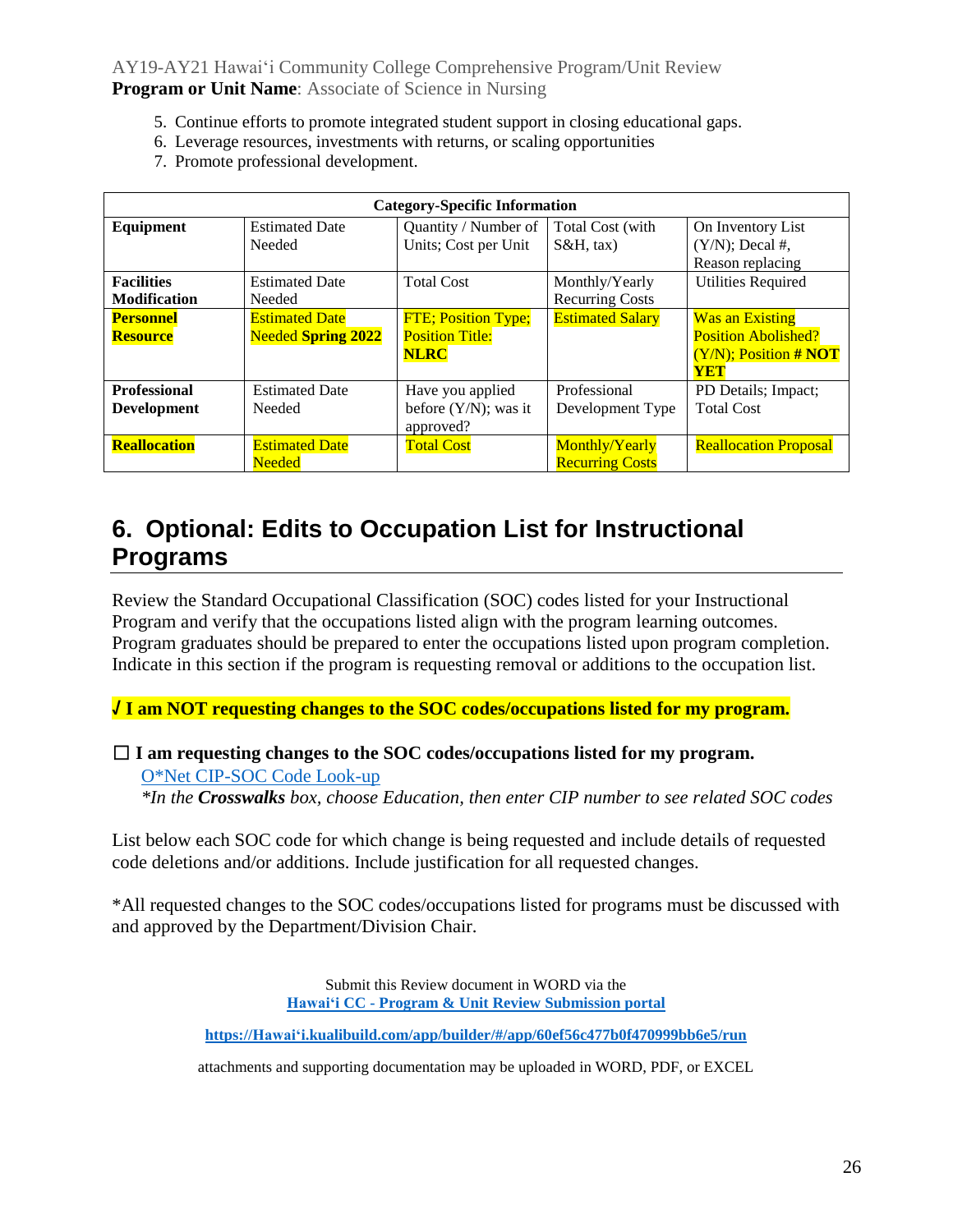5. Continue efforts to promote integrated student support in closing educational gaps.
6. Leverage resources, investments with returns, or scaling opportunities
7. Promote professional development.

| Category-Specific Information | | | | |
|---|---|---|---|---|
| **Equipment** | Estimated Date Needed | Quantity / Number of Units; Cost per Unit | Total Cost (with S&H, tax) | On Inventory List (Y/N); Decal #, Reason replacing |
| **Facilities Modification** | Estimated Date Needed | Total Cost | Monthly/Yearly Recurring Costs | Utilities Required |
| **Personnel Resource** | Estimated Date Needed **Spring 2022** | FTE; Position Type; Position Title: **NLRC** | Estimated Salary | Was an Existing Position Abolished? (Y/N); Position **# NOT YET** |
| **Professional Development** | Estimated Date Needed | Have you applied before (Y/N); was it approved? | Professional Development Type | PD Details; Impact; Total Cost |
| **Reallocation** | Estimated Date Needed | Total Cost | Monthly/Yearly Recurring Costs | Reallocation Proposal |

## 6. Optional: Edits to Occupation List for Instructional Programs

Review the Standard Occupational Classification (SOC) codes listed for your Instructional Program and verify that the occupations listed align with the program learning outcomes. Program graduates should be prepared to enter the occupations listed upon program completion. Indicate in this section if the program is requesting removal or additions to the occupation list.

**√ I am NOT requesting changes to the SOC codes/occupations listed for my program.**

☐ **I am requesting changes to the SOC codes/occupations listed for my program.**
O*Net CIP-SOC Code Look-up
*\*In the **Crosswalks** box, choose Education, then enter CIP number to see related SOC codes*

List below each SOC code for which change is being requested and include details of requested code deletions and/or additions. Include justification for all requested changes.

*All requested changes to the SOC codes/occupations listed for programs must be discussed with and approved by the Department/Division Chair.

Submit this Review document in WORD via the
**Hawaiʻi CC - Program & Unit Review Submission portal**

**https://Hawaiʻi.kualibuild.com/app/builder/#/app/60ef56c477b0f470999bb6e5/run**

attachments and supporting documentation may be uploaded in WORD, PDF, or EXCEL